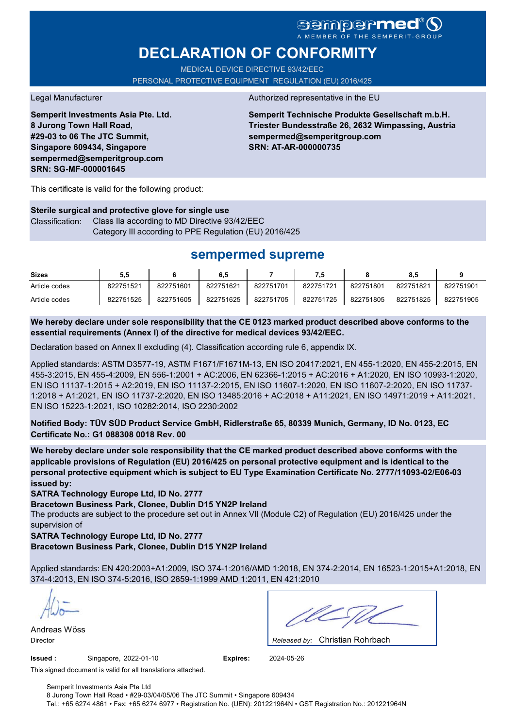sempermed®
A MEMBER OF THE SEMPERIT-GROUP

# DECLARATION OF CONFORMITY

MEDICAL DEVICE DIRECTIVE 93/42/EEC

PERSONAL PROTECTIVE EQUIPMENT REGULATION (EU) 2016/425

Legal Manufacturer

**Semperit Investments Asia Pte. Ltd.**
**8 Jurong Town Hall Road,**
**#29-03 to 06 The JTC Summit,**
**Singapore 609434, Singapore**
**sempermed@semperitgroup.com**
**SRN: SG-MF-000001645**

Authorized representative in the EU

**Semperit Technische Produkte Gesellschaft m.b.H.**
**Triester Bundesstraße 26, 2632 Wimpassing, Austria**
**sempermed@semperitgroup.com**
**SRN: AT-AR-000000735**

This certificate is valid for the following product:

**Sterile surgical and protective glove for single use**

Classification: Class IIa according to MD Directive 93/42/EEC
Category III according to PPE Regulation (EU) 2016/425

## sempermed supreme

| Sizes | 5,5 | 6 | 6,5 | 7 | 7,5 | 8 | 8,5 | 9 |
|---|---|---|---|---|---|---|---|---|
| Article codes | 822751521 | 822751601 | 822751621 | 822751701 | 822751721 | 822751801 | 822751821 | 822751901 |
| Article codes | 822751525 | 822751605 | 822751625 | 822751705 | 822751725 | 822751805 | 822751825 | 822751905 |

**We hereby declare under sole responsibility that the CE 0123 marked product described above conforms to the essential requirements (Annex I) of the directive for medical devices 93/42/EEC.**

Declaration based on Annex II excluding (4). Classification according rule 6, appendix IX.

Applied standards: ASTM D3577-19, ASTM F1671/F1671M-13, EN ISO 20417:2021, EN 455-1:2020, EN 455-2:2015, EN 455-3:2015, EN 455-4:2009, EN 556-1:2001 + AC:2006, EN 62366-1:2015 + AC:2016 + A1:2020, EN ISO 10993-1:2020, EN ISO 11137-1:2015 + A2:2019, EN ISO 11137-2:2015, EN ISO 11607-1:2020, EN ISO 11607-2:2020, EN ISO 11737-1:2018 + A1:2021, EN ISO 11737-2:2020, EN ISO 13485:2016 + AC:2018 + A11:2021, EN ISO 14971:2019 + A11:2021, EN ISO 15223-1:2021, ISO 10282:2014, ISO 2230:2002

**Notified Body: TÜV SÜD Product Service GmbH, Ridlerstraße 65, 80339 Munich, Germany, ID No. 0123, EC Certificate No.: G1 088308 0018 Rev. 00**

**We hereby declare under sole responsibility that the CE marked product described above conforms with the applicable provisions of Regulation (EU) 2016/425 on personal protective equipment and is identical to the personal protective equipment which is subject to EU Type Examination Certificate No. 2777/11093-02/E06-03 issued by:**

**SATRA Technology Europe Ltd, ID No. 2777**
**Bracetown Business Park, Clonee, Dublin D15 YN2P Ireland**

The products are subject to the procedure set out in Annex VII (Module C2) of Regulation (EU) 2016/425 under the supervision of

**SATRA Technology Europe Ltd, ID No. 2777**
**Bracetown Business Park, Clonee, Dublin D15 YN2P Ireland**

Applied standards: EN 420:2003+A1:2009, ISO 374-1:2016/AMD 1:2018, EN 374-2:2014, EN 16523-1:2015+A1:2018, EN 374-4:2013, EN ISO 374-5:2016, ISO 2859-1:1999 AMD 1:2011, EN 421:2010

Andreas Wöss
Director

*Released by:* Christian Rohrbach

**Issued :** Singapore, 2022-01-10 **Expires:** 2024-05-26

This signed document is valid for all translations attached.

Semperit Investments Asia Pte Ltd
8 Jurong Town Hall Road • #29-03/04/05/06 The JTC Summit • Singapore 609434
Tel.: +65 6274 4861 • Fax: +65 6274 6977 • Registration No. (UEN): 201221964N • GST Registration No.: 201221964N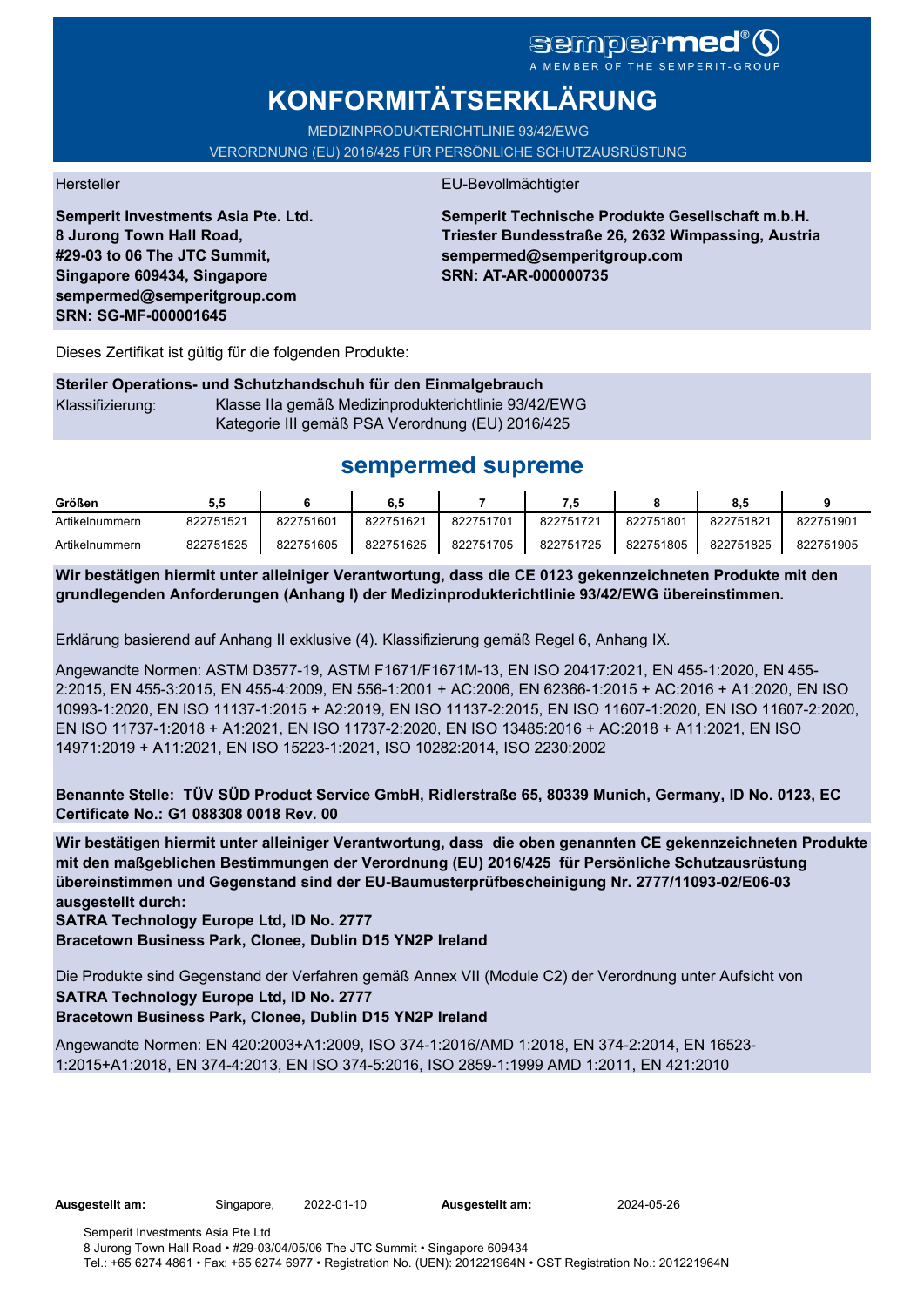sempermed®
A MEMBER OF THE SEMPERIT-GROUP

# KONFORMITÄTSERKLÄRUNG

MEDIZINPRODUKTERICHTLINIE 93/42/EWG
VERORDNUNG (EU) 2016/425 FÜR PERSÖNLICHE SCHUTZAUSRÜSTUNG

Hersteller

**Semperit Investments Asia Pte. Ltd.**
**8 Jurong Town Hall Road,**
**#29-03 to 06 The JTC Summit,**
**Singapore 609434, Singapore**
**sempermed@semperitgroup.com**
**SRN: SG-MF-000001645**

EU-Bevollmächtigter

**Semperit Technische Produkte Gesellschaft m.b.H.**
**Triester Bundesstraße 26, 2632 Wimpassing, Austria**
**sempermed@semperitgroup.com**
**SRN: AT-AR-000000735**

Dieses Zertifikat ist gültig für die folgenden Produkte:

**Steriler Operations- und Schutzhandschuh für den Einmalgebrauch**
Klassifizierung: Klasse IIa gemäß Medizinprodukterichtlinie 93/42/EWG
Kategorie III gemäß PSA Verordnung (EU) 2016/425

## sempermed supreme

| Größen | 5,5 | 6 | 6,5 | 7 | 7,5 | 8 | 8,5 | 9 |
|---|---|---|---|---|---|---|---|---|
| Artikelnummern | 822751521 | 822751601 | 822751621 | 822751701 | 822751721 | 822751801 | 822751821 | 822751901 |
| Artikelnummern | 822751525 | 822751605 | 822751625 | 822751705 | 822751725 | 822751805 | 822751825 | 822751905 |

**Wir bestätigen hiermit unter alleiniger Verantwortung, dass die CE 0123 gekennzeichneten Produkte mit den grundlegenden Anforderungen (Anhang I) der Medizinprodukterichtlinie 93/42/EWG übereinstimmen.**

Erklärung basierend auf Anhang II exklusive (4). Klassifizierung gemäß Regel 6, Anhang IX.

Angewandte Normen: ASTM D3577-19, ASTM F1671/F1671M-13, EN ISO 20417:2021, EN 455-1:2020, EN 455-2:2015, EN 455-3:2015, EN 455-4:2009, EN 556-1:2001 + AC:2006, EN 62366-1:2015 + AC:2016 + A1:2020, EN ISO 10993-1:2020, EN ISO 11137-1:2015 + A2:2019, EN ISO 11137-2:2015, EN ISO 11607-1:2020, EN ISO 11607-2:2020, EN ISO 11737-1:2018 + A1:2021, EN ISO 11737-2:2020, EN ISO 13485:2016 + AC:2018 + A11:2021, EN ISO 14971:2019 + A11:2021, EN ISO 15223-1:2021, ISO 10282:2014, ISO 2230:2002

**Benannte Stelle: TÜV SÜD Product Service GmbH, Ridlerstraße 65, 80339 Munich, Germany, ID No. 0123, EC Certificate No.: G1 088308 0018 Rev. 00**

**Wir bestätigen hiermit unter alleiniger Verantwortung, dass die oben genannten CE gekennzeichneten Produkte mit den maßgeblichen Bestimmungen der Verordnung (EU) 2016/425 für Persönliche Schutzausrüstung übereinstimmen und Gegenstand sind der EU-Baumusterprüfbescheinigung Nr. 2777/11093-02/E06-03 ausgestellt durch:**
**SATRA Technology Europe Ltd, ID No. 2777**
**Bracetown Business Park, Clonee, Dublin D15 YN2P Ireland**

Die Produkte sind Gegenstand der Verfahren gemäß Annex VII (Module C2) der Verordnung unter Aufsicht von
**SATRA Technology Europe Ltd, ID No. 2777**
**Bracetown Business Park, Clonee, Dublin D15 YN2P Ireland**

Angewandte Normen: EN 420:2003+A1:2009, ISO 374-1:2016/AMD 1:2018, EN 374-2:2014, EN 16523-1:2015+A1:2018, EN 374-4:2013, EN ISO 374-5:2016, ISO 2859-1:1999 AMD 1:2011, EN 421:2010

**Ausgestellt am:** Singapore, 2022-01-10 **Ausgestellt am:** 2024-05-26

Semperit Investments Asia Pte Ltd
8 Jurong Town Hall Road • #29-03/04/05/06 The JTC Summit • Singapore 609434
Tel.: +65 6274 4861 • Fax: +65 6274 6977 • Registration No. (UEN): 201221964N • GST Registration No.: 201221964N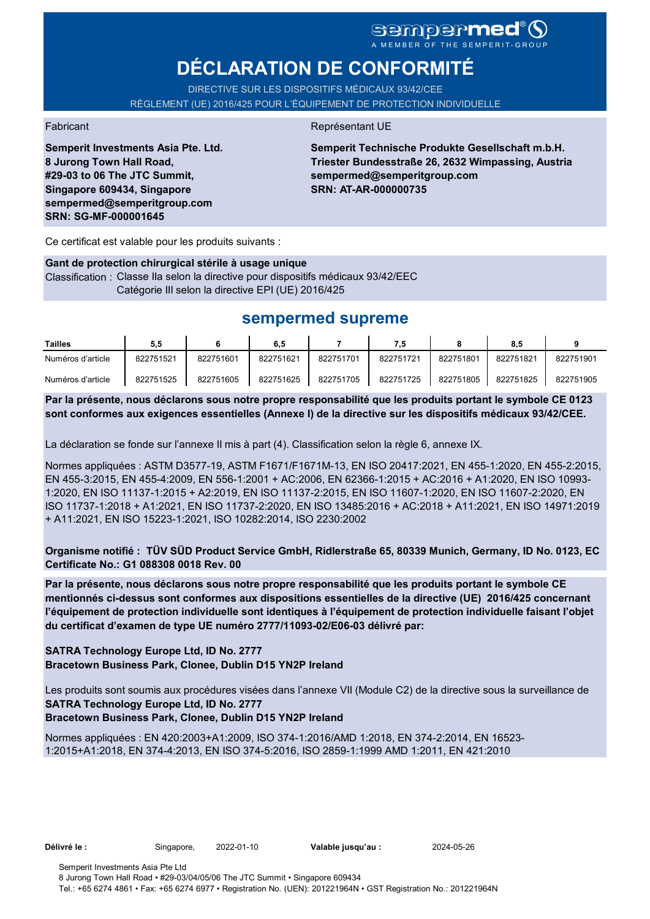sempermed®
A MEMBER OF THE SEMPERIT-GROUP

# DÉCLARATION DE CONFORMITÉ

DIRECTIVE SUR LES DISPOSITIFS MÉDICAUX 93/42/CEE
RÈGLEMENT (UE) 2016/425 POUR L'ÉQUIPEMENT DE PROTECTION INDIVIDUELLE

Fabricant

**Semperit Investments Asia Pte. Ltd.**
**8 Jurong Town Hall Road,**
**#29-03 to 06 The JTC Summit,**
**Singapore 609434, Singapore**
**sempermed@semperitgroup.com**
**SRN: SG-MF-000001645**

Représentant UE

**Semperit Technische Produkte Gesellschaft m.b.H.**
**Triester Bundesstraße 26, 2632 Wimpassing, Austria**
**sempermed@semperitgroup.com**
**SRN: AT-AR-000000735**

Ce certificat est valable pour les produits suivants :

**Gant de protection chirurgical stérile à usage unique**
Classification : Classe IIa selon la directive pour dispositifs médicaux 93/42/EEC
Catégorie III selon la directive EPI (UE) 2016/425

## sempermed supreme

| Tailles | 5,5 | 6 | 6,5 | 7 | 7,5 | 8 | 8,5 | 9 |
|---|---|---|---|---|---|---|---|---|
| Numéros d'article | 822751521 | 822751601 | 822751621 | 822751701 | 822751721 | 822751801 | 822751821 | 822751901 |
| Numéros d'article | 822751525 | 822751605 | 822751625 | 822751705 | 822751725 | 822751805 | 822751825 | 822751905 |

**Par la présente, nous déclarons sous notre propre responsabilité que les produits portant le symbole CE 0123 sont conformes aux exigences essentielles (Annexe I) de la directive sur les dispositifs médicaux 93/42/CEE.**

La déclaration se fonde sur l'annexe II mis à part (4). Classification selon la règle 6, annexe IX.

Normes appliquées : ASTM D3577-19, ASTM F1671/F1671M-13, EN ISO 20417:2021, EN 455-1:2020, EN 455-2:2015, EN 455-3:2015, EN 455-4:2009, EN 556-1:2001 + AC:2006, EN 62366-1:2015 + AC:2016 + A1:2020, EN ISO 10993-1:2020, EN ISO 11137-1:2015 + A2:2019, EN ISO 11137-2:2015, EN ISO 11607-1:2020, EN ISO 11607-2:2020, EN ISO 11737-1:2018 + A1:2021, EN ISO 11737-2:2020, EN ISO 13485:2016 + AC:2018 + A11:2021, EN ISO 14971:2019 + A11:2021, EN ISO 15223-1:2021, ISO 10282:2014, ISO 2230:2002

**Organisme notifié : TÜV SÜD Product Service GmbH, Ridlerstraße 65, 80339 Munich, Germany, ID No. 0123, EC Certificate No.: G1 088308 0018 Rev. 00**

**Par la présente, nous déclarons sous notre propre responsabilité que les produits portant le symbole CE mentionnés ci-dessus sont conformes aux dispositions essentielles de la directive (UE) 2016/425 concernant l'équipement de protection individuelle sont identiques à l'équipement de protection individuelle faisant l'objet du certificat d'examen de type UE numéro 2777/11093-02/E06-03 délivré par:**

**SATRA Technology Europe Ltd, ID No. 2777**
**Bracetown Business Park, Clonee, Dublin D15 YN2P Ireland**

Les produits sont soumis aux procédures visées dans l'annexe VII (Module C2) de la directive sous la surveillance de **SATRA Technology Europe Ltd, ID No. 2777**
**Bracetown Business Park, Clonee, Dublin D15 YN2P Ireland**

Normes appliquées : EN 420:2003+A1:2009, ISO 374-1:2016/AMD 1:2018, EN 374-2:2014, EN 16523-1:2015+A1:2018, EN 374-4:2013, EN ISO 374-5:2016, ISO 2859-1:1999 AMD 1:2011, EN 421:2010

**Délivré le :** Singapore, 2022-01-10 **Valable jusqu'au :** 2024-05-26

Semperit Investments Asia Pte Ltd
8 Jurong Town Hall Road • #29-03/04/05/06 The JTC Summit • Singapore 609434
Tel.: +65 6274 4861 • Fax: +65 6274 6977 • Registration No. (UEN): 201221964N • GST Registration No.: 201221964N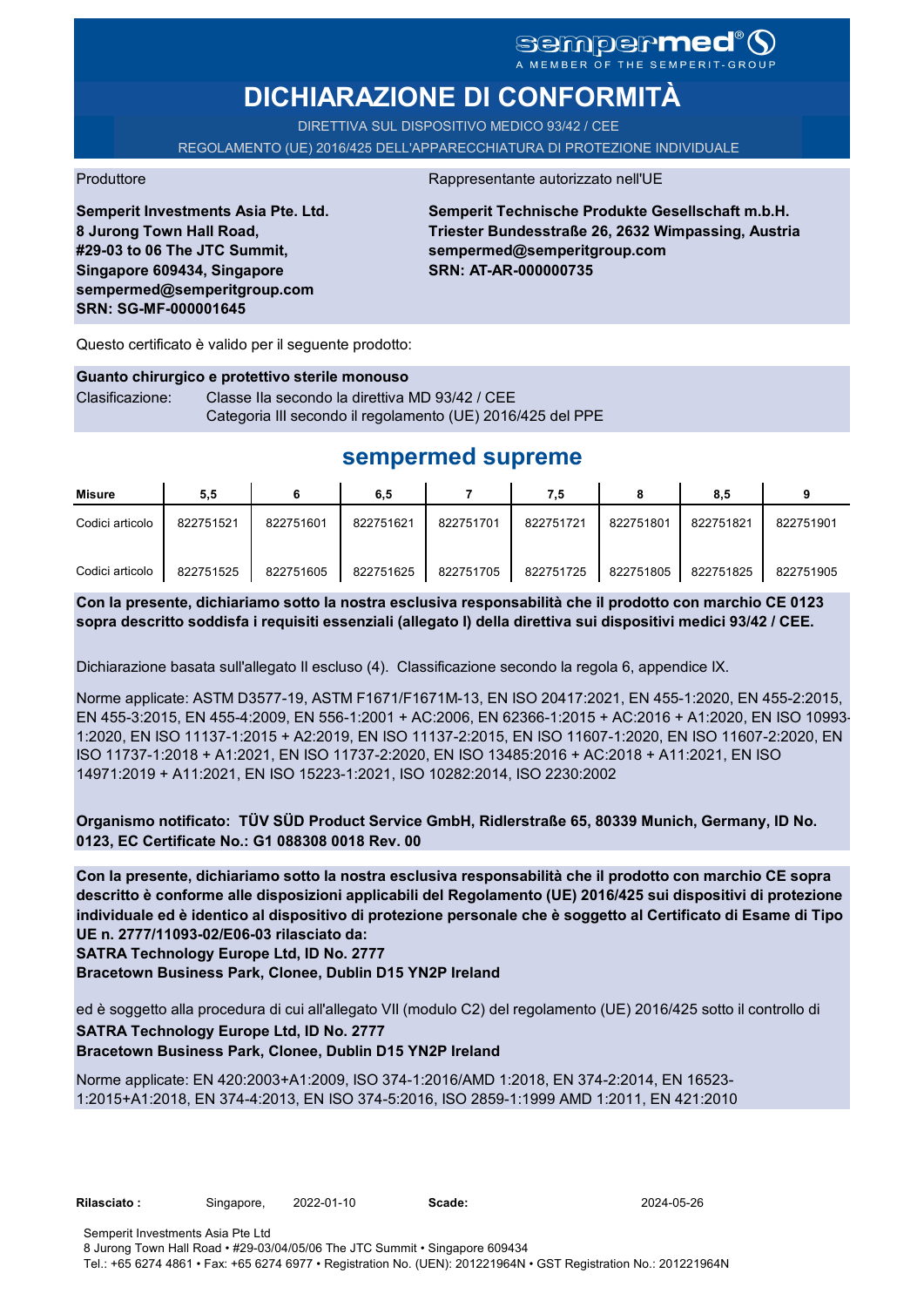sempermed®

A MEMBER OF THE SEMPERIT-GROUP

# DICHIARAZIONE DI CONFORMITÀ

DIRETTIVA SUL DISPOSITIVO MEDICO 93/42 / CEE

REGOLAMENTO (UE) 2016/425 DELL'APPARECCHIATURA DI PROTEZIONE INDIVIDUALE

Produttore

**Semperit Investments Asia Pte. Ltd.**
**8 Jurong Town Hall Road,**
**#29-03 to 06 The JTC Summit,**
**Singapore 609434, Singapore**
**sempermed@semperitgroup.com**
**SRN: SG-MF-000001645**

Rappresentante autorizzato nell'UE

**Semperit Technische Produkte Gesellschaft m.b.H.**
**Triester Bundesstraße 26, 2632 Wimpassing, Austria**
**sempermed@semperitgroup.com**
**SRN: AT-AR-000000735**

Questo certificato è valido per il seguente prodotto:

**Guanto chirurgico e protettivo sterile monouso**

Clasificazione: Classe IIa secondo la direttiva MD 93/42 / CEE
Categoria III secondo il regolamento (UE) 2016/425 del PPE

## sempermed supreme

| Misure | 5,5 | 6 | 6,5 | 7 | 7,5 | 8 | 8,5 | 9 |
|---|---|---|---|---|---|---|---|---|
| Codici articolo | 822751521 | 822751601 | 822751621 | 822751701 | 822751721 | 822751801 | 822751821 | 822751901 |
| Codici articolo | 822751525 | 822751605 | 822751625 | 822751705 | 822751725 | 822751805 | 822751825 | 822751905 |

**Con la presente, dichiariamo sotto la nostra esclusiva responsabilità che il prodotto con marchio CE 0123 sopra descritto soddisfa i requisiti essenziali (allegato I) della direttiva sui dispositivi medici 93/42 / CEE.**

Dichiarazione basata sull'allegato II escluso (4). Classificazione secondo la regola 6, appendice IX.

Norme applicate: ASTM D3577-19, ASTM F1671/F1671M-13, EN ISO 20417:2021, EN 455-1:2020, EN 455-2:2015, EN 455-3:2015, EN 455-4:2009, EN 556-1:2001 + AC:2006, EN 62366-1:2015 + AC:2016 + A1:2020, EN ISO 10993-1:2020, EN ISO 11137-1:2015 + A2:2019, EN ISO 11137-2:2015, EN ISO 11607-1:2020, EN ISO 11607-2:2020, EN ISO 11737-1:2018 + A1:2021, EN ISO 11737-2:2020, EN ISO 13485:2016 + AC:2018 + A11:2021, EN ISO 14971:2019 + A11:2021, EN ISO 15223-1:2021, ISO 10282:2014, ISO 2230:2002

**Organismo notificato: TÜV SÜD Product Service GmbH, Ridlerstraße 65, 80339 Munich, Germany, ID No. 0123, EC Certificate No.: G1 088308 0018 Rev. 00**

**Con la presente, dichiariamo sotto la nostra esclusiva responsabilità che il prodotto con marchio CE sopra descritto è conforme alle disposizioni applicabili del Regolamento (UE) 2016/425 sui dispositivi di protezione individuale ed è identico al dispositivo di protezione personale che è soggetto al Certificato di Esame di Tipo UE n. 2777/11093-02/E06-03 rilasciato da:**
**SATRA Technology Europe Ltd, ID No. 2777**
**Bracetown Business Park, Clonee, Dublin D15 YN2P Ireland**

ed è soggetto alla procedura di cui all'allegato VII (modulo C2) del regolamento (UE) 2016/425 sotto il controllo di
**SATRA Technology Europe Ltd, ID No. 2777**
**Bracetown Business Park, Clonee, Dublin D15 YN2P Ireland**

Norme applicate: EN 420:2003+A1:2009, ISO 374-1:2016/AMD 1:2018, EN 374-2:2014, EN 16523-1:2015+A1:2018, EN 374-4:2013, EN ISO 374-5:2016, ISO 2859-1:1999 AMD 1:2011, EN 421:2010

**Rilasciato :** Singapore, 2022-01-10 **Scade:** 2024-05-26

Semperit Investments Asia Pte Ltd
8 Jurong Town Hall Road • #29-03/04/05/06 The JTC Summit • Singapore 609434
Tel.: +65 6274 4861 • Fax: +65 6274 6977 • Registration No. (UEN): 201221964N • GST Registration No.: 201221964N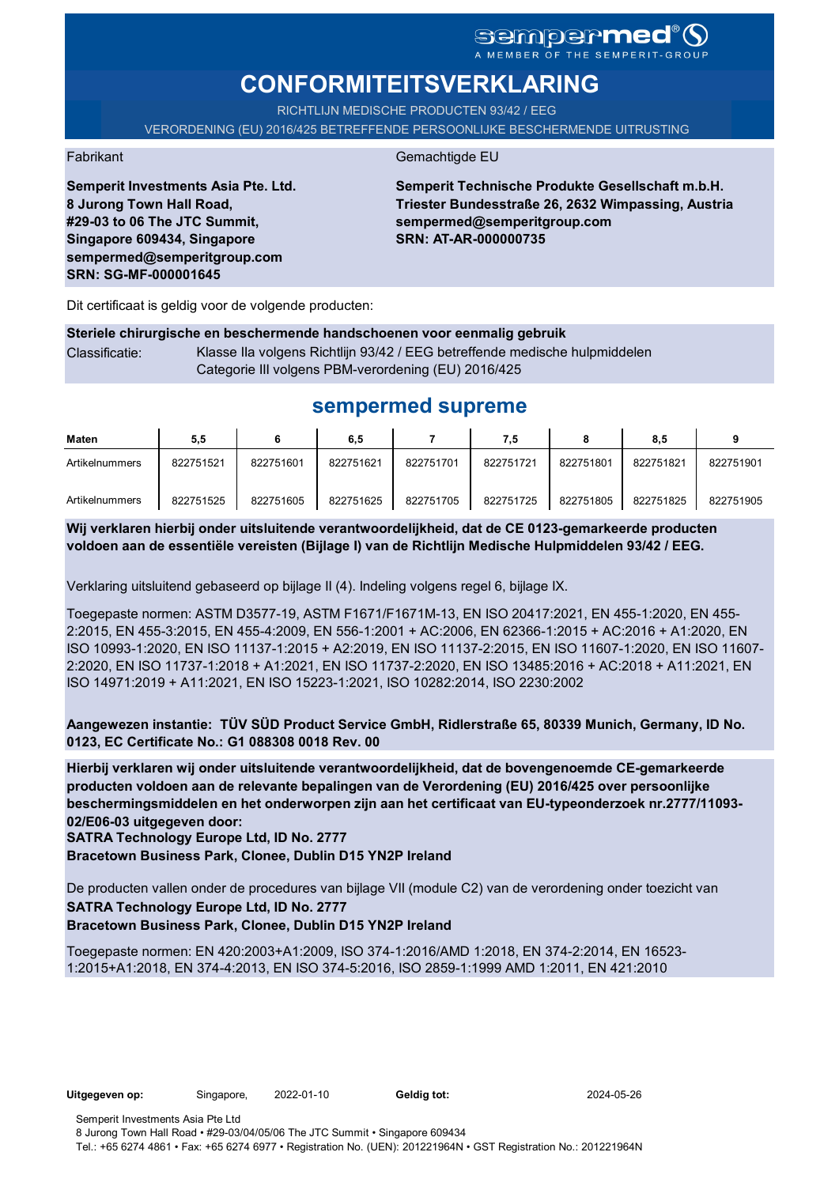sempermed®
A MEMBER OF THE SEMPERIT-GROUP

# CONFORMITEITSVERKLARING

RICHTLIJN MEDISCHE PRODUCTEN 93/42 / EEG

VERORDENING (EU) 2016/425 BETREFFENDE PERSOONLIJKE BESCHERMENDE UITRUSTING

Fabrikant

**Semperit Investments Asia Pte. Ltd.**
**8 Jurong Town Hall Road,**
**#29-03 to 06 The JTC Summit,**
**Singapore 609434, Singapore**
**sempermed@semperitgroup.com**
**SRN: SG-MF-000001645**

Gemachtigde EU

**Semperit Technische Produkte Gesellschaft m.b.H.**
**Triester Bundesstraße 26, 2632 Wimpassing, Austria**
**sempermed@semperitgroup.com**
**SRN: AT-AR-000000735**

Dit certificaat is geldig voor de volgende producten:

**Steriele chirurgische en beschermende handschoenen voor eenmalig gebruik**

Classificatie: Klasse IIa volgens Richtlijn 93/42 / EEG betreffende medische hulpmiddelen
Categorie III volgens PBM-verordening (EU) 2016/425

## sempermed supreme

| Maten | 5,5 | 6 | 6,5 | 7 | 7,5 | 8 | 8,5 | 9 |
|---|---|---|---|---|---|---|---|---|
| Artikelnummers | 822751521 | 822751601 | 822751621 | 822751701 | 822751721 | 822751801 | 822751821 | 822751901 |
| Artikelnummers | 822751525 | 822751605 | 822751625 | 822751705 | 822751725 | 822751805 | 822751825 | 822751905 |

**Wij verklaren hierbij onder uitsluitende verantwoordelijkheid, dat de CE 0123-gemarkeerde producten voldoen aan de essentiële vereisten (Bijlage I) van de Richtlijn Medische Hulpmiddelen 93/42 / EEG.**

Verklaring uitsluitend gebaseerd op bijlage II (4). Indeling volgens regel 6, bijlage IX.

Toegepaste normen: ASTM D3577-19, ASTM F1671/F1671M-13, EN ISO 20417:2021, EN 455-1:2020, EN 455-2:2015, EN 455-3:2015, EN 455-4:2009, EN 556-1:2001 + AC:2006, EN 62366-1:2015 + AC:2016 + A1:2020, EN ISO 10993-1:2020, EN ISO 11137-1:2015 + A2:2019, EN ISO 11137-2:2015, EN ISO 11607-1:2020, EN ISO 11607-2:2020, EN ISO 11737-1:2018 + A1:2021, EN ISO 11737-2:2020, EN ISO 13485:2016 + AC:2018 + A11:2021, EN ISO 14971:2019 + A11:2021, EN ISO 15223-1:2021, ISO 10282:2014, ISO 2230:2002

**Aangewezen instantie: TÜV SÜD Product Service GmbH, Ridlerstraße 65, 80339 Munich, Germany, ID No. 0123, EC Certificate No.: G1 088308 0018 Rev. 00**

**Hierbij verklaren wij onder uitsluitende verantwoordelijkheid, dat de bovengenoemde CE-gemarkeerde producten voldoen aan de relevante bepalingen van de Verordening (EU) 2016/425 over persoonlijke beschermingsmiddelen en het onderworpen zijn aan het certificaat van EU-typeonderzoek nr.2777/11093-02/E06-03 uitgegeven door:**
**SATRA Technology Europe Ltd, ID No. 2777**
**Bracetown Business Park, Clonee, Dublin D15 YN2P Ireland**

De producten vallen onder de procedures van bijlage VII (module C2) van de verordening onder toezicht van
**SATRA Technology Europe Ltd, ID No. 2777**
**Bracetown Business Park, Clonee, Dublin D15 YN2P Ireland**

Toegepaste normen: EN 420:2003+A1:2009, ISO 374-1:2016/AMD 1:2018, EN 374-2:2014, EN 16523-1:2015+A1:2018, EN 374-4:2013, EN ISO 374-5:2016, ISO 2859-1:1999 AMD 1:2011, EN 421:2010

**Uitgegeven op:** Singapore, 2022-01-10 **Geldig tot:** 2024-05-26

Semperit Investments Asia Pte Ltd
8 Jurong Town Hall Road • #29-03/04/05/06 The JTC Summit • Singapore 609434
Tel.: +65 6274 4861 • Fax: +65 6274 6977 • Registration No. (UEN): 201221964N • GST Registration No.: 201221964N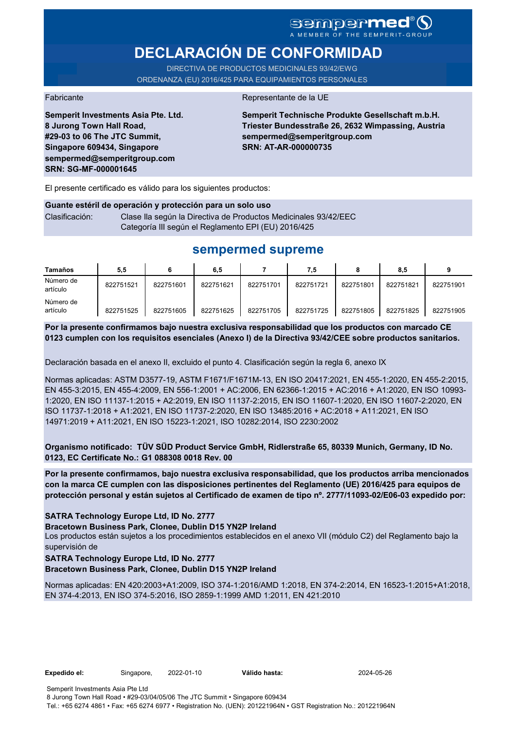sempermed® A MEMBER OF THE SEMPERIT-GROUP

# DECLARACIÓN DE CONFORMIDAD

DIRECTIVA DE PRODUCTOS MEDICINALES 93/42/EWG
ORDENANZA (EU) 2016/425 PARA EQUIPAMIENTOS PERSONALES

Fabricante

**Semperit Investments Asia Pte. Ltd.**
**8 Jurong Town Hall Road,**
**#29-03 to 06 The JTC Summit,**
**Singapore 609434, Singapore**
**sempermed@semperitgroup.com**
**SRN: SG-MF-000001645**

Representante de la UE

**Semperit Technische Produkte Gesellschaft m.b.H.**
**Triester Bundesstraße 26, 2632 Wimpassing, Austria**
**sempermed@semperitgroup.com**
**SRN: AT-AR-000000735**

El presente certificado es válido para los siguientes productos:

**Guante estéril de operación y protección para un solo uso**

Clasificación: Clase IIa según la Directiva de Productos Medicinales 93/42/EEC
Categoría III según el Reglamento EPI (EU) 2016/425

## sempermed supreme

| Tamaños | 5,5 | 6 | 6,5 | 7 | 7,5 | 8 | 8,5 | 9 |
|---|---|---|---|---|---|---|---|---|
| Número de artículo | 822751521 | 822751601 | 822751621 | 822751701 | 822751721 | 822751801 | 822751821 | 822751901 |
| Número de artículo | 822751525 | 822751605 | 822751625 | 822751705 | 822751725 | 822751805 | 822751825 | 822751905 |

**Por la presente confirmamos bajo nuestra exclusiva responsabilidad que los productos con marcado CE 0123 cumplen con los requisitos esenciales (Anexo I) de la Directiva 93/42/CEE sobre productos sanitarios.**

Declaración basada en el anexo II, excluido el punto 4. Clasificación según la regla 6, anexo IX

Normas aplicadas: ASTM D3577-19, ASTM F1671/F1671M-13, EN ISO 20417:2021, EN 455-1:2020, EN 455-2:2015, EN 455-3:2015, EN 455-4:2009, EN 556-1:2001 + AC:2006, EN 62366-1:2015 + AC:2016 + A1:2020, EN ISO 10993-1:2020, EN ISO 11137-1:2015 + A2:2019, EN ISO 11137-2:2015, EN ISO 11607-1:2020, EN ISO 11607-2:2020, EN ISO 11737-1:2018 + A1:2021, EN ISO 11737-2:2020, EN ISO 13485:2016 + AC:2018 + A11:2021, EN ISO 14971:2019 + A11:2021, EN ISO 15223-1:2021, ISO 10282:2014, ISO 2230:2002

**Organismo notificado: TÜV SÜD Product Service GmbH, Ridlerstraße 65, 80339 Munich, Germany, ID No. 0123, EC Certificate No.: G1 088308 0018 Rev. 00**

**Por la presente confirmamos, bajo nuestra exclusiva responsabilidad, que los productos arriba mencionados con la marca CE cumplen con las disposiciones pertinentes del Reglamento (UE) 2016/425 para equipos de protección personal y están sujetos al Certificado de examen de tipo nº. 2777/11093-02/E06-03 expedido por:**

**SATRA Technology Europe Ltd, ID No. 2777**
**Bracetown Business Park, Clonee, Dublin D15 YN2P Ireland**
Los productos están sujetos a los procedimientos establecidos en el anexo VII (módulo C2) del Reglamento bajo la supervisión de
**SATRA Technology Europe Ltd, ID No. 2777**
**Bracetown Business Park, Clonee, Dublin D15 YN2P Ireland**

Normas aplicadas: EN 420:2003+A1:2009, ISO 374-1:2016/AMD 1:2018, EN 374-2:2014, EN 16523-1:2015+A1:2018, EN 374-4:2013, EN ISO 374-5:2016, ISO 2859-1:1999 AMD 1:2011, EN 421:2010

**Expedido el:** Singapore, 2022-01-10 **Válido hasta:** 2024-05-26

Semperit Investments Asia Pte Ltd
8 Jurong Town Hall Road • #29-03/04/05/06 The JTC Summit • Singapore 609434
Tel.: +65 6274 4861 • Fax: +65 6274 6977 • Registration No. (UEN): 201221964N • GST Registration No.: 201221964N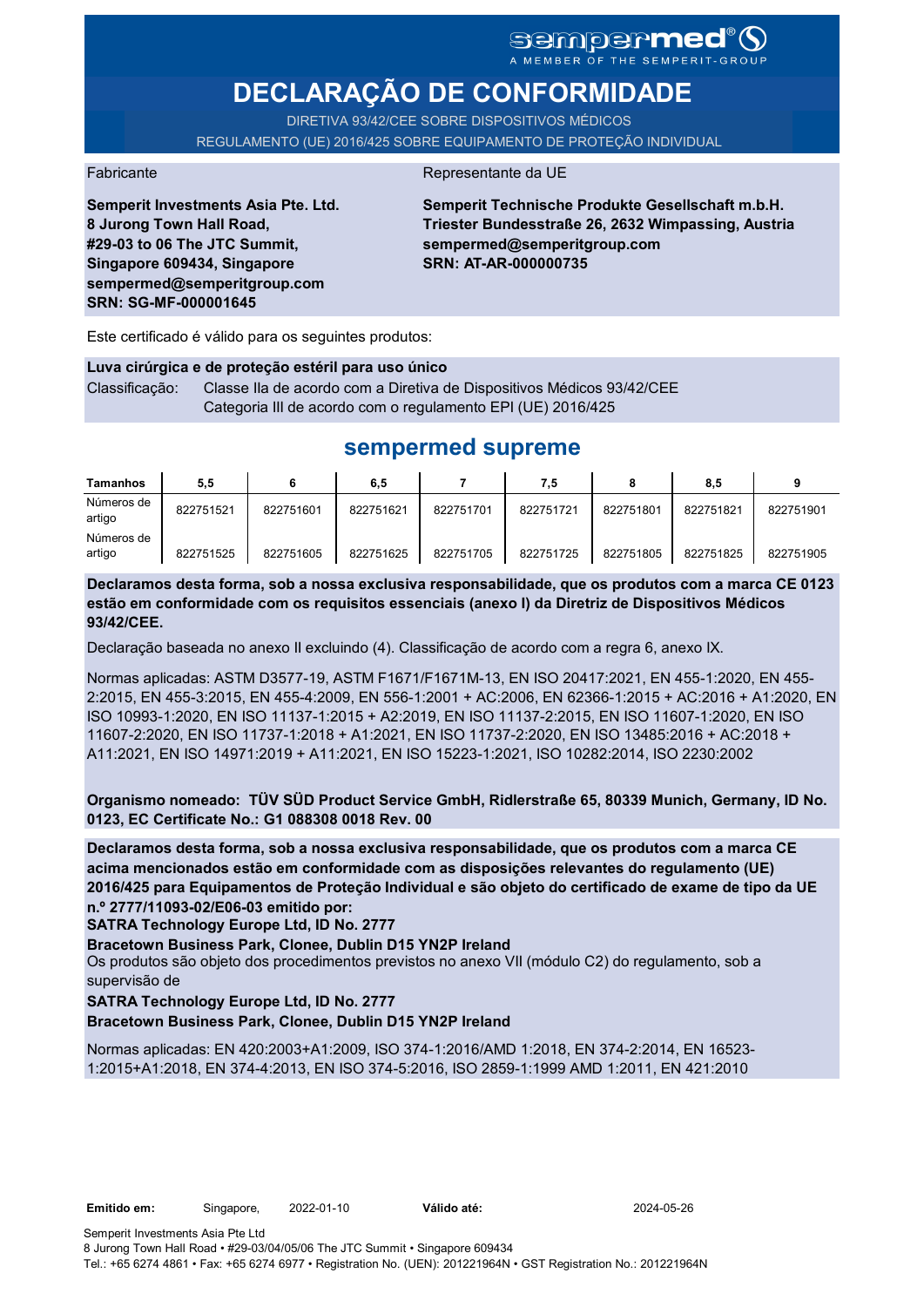sempermed®
A MEMBER OF THE SEMPERIT-GROUP

# DECLARAÇÃO DE CONFORMIDADE

DIRETIVA 93/42/CEE SOBRE DISPOSITIVOS MÉDICOS
REGULAMENTO (UE) 2016/425 SOBRE EQUIPAMENTO DE PROTEÇÃO INDIVIDUAL

Fabricante

**Semperit Investments Asia Pte. Ltd.**
**8 Jurong Town Hall Road,**
**#29-03 to 06 The JTC Summit,**
**Singapore 609434, Singapore**
**sempermed@semperitgroup.com**
**SRN: SG-MF-000001645**

Representante da UE

**Semperit Technische Produkte Gesellschaft m.b.H.**
**Triester Bundesstraße 26, 2632 Wimpassing, Austria**
**sempermed@semperitgroup.com**
**SRN: AT-AR-000000735**

Este certificado é válido para os seguintes produtos:

**Luva cirúrgica e de proteção estéril para uso único**

Classificação: Classe IIa de acordo com a Diretiva de Dispositivos Médicos 93/42/CEE
Categoria III de acordo com o regulamento EPI (UE) 2016/425

## sempermed supreme

| **Tamanhos** | 5,5 | 6 | 6,5 | 7 | 7,5 | 8 | 8,5 | 9 |
|---|---|---|---|---|---|---|---|---|
| Números de artigo | 822751521 | 822751601 | 822751621 | 822751701 | 822751721 | 822751801 | 822751821 | 822751901 |
| Números de artigo | 822751525 | 822751605 | 822751625 | 822751705 | 822751725 | 822751805 | 822751825 | 822751905 |

**Declaramos desta forma, sob a nossa exclusiva responsabilidade, que os produtos com a marca CE 0123 estão em conformidade com os requisitos essenciais (anexo I) da Diretriz de Dispositivos Médicos 93/42/CEE.**

Declaração baseada no anexo II excluindo (4). Classificação de acordo com a regra 6, anexo IX.

Normas aplicadas: ASTM D3577-19, ASTM F1671/F1671M-13, EN ISO 20417:2021, EN 455-1:2020, EN 455-2:2015, EN 455-3:2015, EN 455-4:2009, EN 556-1:2001 + AC:2006, EN 62366-1:2015 + AC:2016 + A1:2020, EN ISO 10993-1:2020, EN ISO 11137-1:2015 + A2:2019, EN ISO 11137-2:2015, EN ISO 11607-1:2020, EN ISO 11607-2:2020, EN ISO 11737-1:2018 + A1:2021, EN ISO 11737-2:2020, EN ISO 13485:2016 + AC:2018 + A11:2021, EN ISO 14971:2019 + A11:2021, EN ISO 15223-1:2021, ISO 10282:2014, ISO 2230:2002

**Organismo nomeado: TÜV SÜD Product Service GmbH, Ridlerstraße 65, 80339 Munich, Germany, ID No. 0123, EC Certificate No.: G1 088308 0018 Rev. 00**

**Declaramos desta forma, sob a nossa exclusiva responsabilidade, que os produtos com a marca CE acima mencionados estão em conformidade com as disposições relevantes do regulamento (UE) 2016/425 para Equipamentos de Proteção Individual e são objeto do certificado de exame de tipo da UE n.º 2777/11093-02/E06-03 emitido por:**
**SATRA Technology Europe Ltd, ID No. 2777**
**Bracetown Business Park, Clonee, Dublin D15 YN2P Ireland**
Os produtos são objeto dos procedimentos previstos no anexo VII (módulo C2) do regulamento, sob a supervisão de
**SATRA Technology Europe Ltd, ID No. 2777**
**Bracetown Business Park, Clonee, Dublin D15 YN2P Ireland**

Normas aplicadas: EN 420:2003+A1:2009, ISO 374-1:2016/AMD 1:2018, EN 374-2:2014, EN 16523-1:2015+A1:2018, EN 374-4:2013, EN ISO 374-5:2016, ISO 2859-1:1999 AMD 1:2011, EN 421:2010

**Emitido em:** Singapore, 2022-01-10 **Válido até:** 2024-05-26

Semperit Investments Asia Pte Ltd
8 Jurong Town Hall Road • #29-03/04/05/06 The JTC Summit • Singapore 609434
Tel.: +65 6274 4861 • Fax: +65 6274 6977 • Registration No. (UEN): 201221964N • GST Registration No.: 201221964N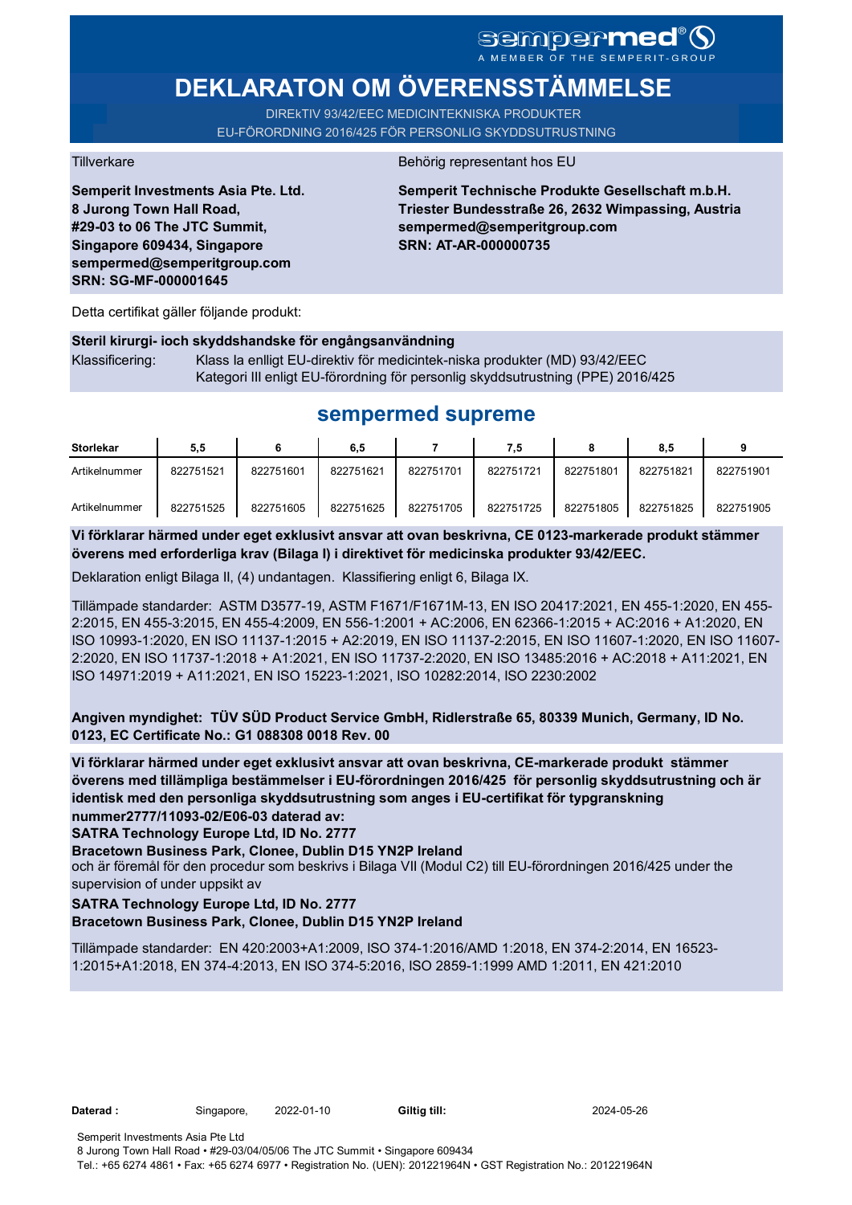sempermed® A MEMBER OF THE SEMPERIT-GROUP

# DEKLARATON OM ÖVERENSSTÄMMELSE

DIREkTIV 93/42/EEC MEDICINTEKNISKA PRODUKTER
EU-FÖRORDNING 2016/425 FÖR PERSONLIG SKYDDSUTRUSTNING

Tillverkare

**Semperit Investments Asia Pte. Ltd.**
**8 Jurong Town Hall Road,**
**#29-03 to 06 The JTC Summit,**
**Singapore 609434, Singapore**
**sempermed@semperitgroup.com**
**SRN: SG-MF-000001645**

Behörig representant hos EU

**Semperit Technische Produkte Gesellschaft m.b.H.**
**Triester Bundesstraße 26, 2632 Wimpassing, Austria**
**sempermed@semperitgroup.com**
**SRN: AT-AR-000000735**

Detta certifikat gäller följande produkt:

**Steril kirurgi- ioch skyddshandske för engångsanvändning**

Klassificering: Klass la enlligt EU-direktiv för medicintek-niska produkter (MD) 93/42/EEC
Kategori III enligt EU-förordning för personlig skyddsutrustning (PPE) 2016/425

## sempermed supreme

| Storlekar | 5,5 | 6 | 6,5 | 7 | 7,5 | 8 | 8,5 | 9 |
|---|---|---|---|---|---|---|---|---|
| Artikelnummer | 822751521 | 822751601 | 822751621 | 822751701 | 822751721 | 822751801 | 822751821 | 822751901 |
| Artikelnummer | 822751525 | 822751605 | 822751625 | 822751705 | 822751725 | 822751805 | 822751825 | 822751905 |

**Vi förklarar härmed under eget exklusivt ansvar att ovan beskrivna, CE 0123-markerade produkt stämmer överens med erforderliga krav (Bilaga I) i direktivet för medicinska produkter 93/42/EEC.**

Deklaration enligt Bilaga II, (4) undantagen. Klassifiering enligt 6, Bilaga IX.

Tillämpade standarder: ASTM D3577-19, ASTM F1671/F1671M-13, EN ISO 20417:2021, EN 455-1:2020, EN 455-2:2015, EN 455-3:2015, EN 455-4:2009, EN 556-1:2001 + AC:2006, EN 62366-1:2015 + AC:2016 + A1:2020, EN ISO 10993-1:2020, EN ISO 11137-1:2015 + A2:2019, EN ISO 11137-2:2015, EN ISO 11607-1:2020, EN ISO 11607-2:2020, EN ISO 11737-1:2018 + A1:2021, EN ISO 11737-2:2020, EN ISO 13485:2016 + AC:2018 + A11:2021, EN ISO 14971:2019 + A11:2021, EN ISO 15223-1:2021, ISO 10282:2014, ISO 2230:2002

**Angiven myndighet: TÜV SÜD Product Service GmbH, Ridlerstraße 65, 80339 Munich, Germany, ID No. 0123, EC Certificate No.: G1 088308 0018 Rev. 00**

**Vi förklarar härmed under eget exklusivt ansvar att ovan beskrivna, CE-markerade produkt stämmer överens med tillämpliga bestämmelser i EU-förordningen 2016/425 för personlig skyddsutrustning och är identisk med den personliga skyddsutrustning som anges i EU-certifikat för typgranskning nummer2777/11093-02/E06-03 daterad av:**
**SATRA Technology Europe Ltd, ID No. 2777**
**Bracetown Business Park, Clonee, Dublin D15 YN2P Ireland**
och är föremål för den procedur som beskrivs i Bilaga VII (Modul C2) till EU-förordningen 2016/425 under the supervision of under uppsikt av
**SATRA Technology Europe Ltd, ID No. 2777**
**Bracetown Business Park, Clonee, Dublin D15 YN2P Ireland**

Tillämpade standarder: EN 420:2003+A1:2009, ISO 374-1:2016/AMD 1:2018, EN 374-2:2014, EN 16523-1:2015+A1:2018, EN 374-4:2013, EN ISO 374-5:2016, ISO 2859-1:1999 AMD 1:2011, EN 421:2010

**Daterad :** Singapore, 2022-01-10 **Giltig till:** 2024-05-26

Semperit Investments Asia Pte Ltd
8 Jurong Town Hall Road • #29-03/04/05/06 The JTC Summit • Singapore 609434
Tel.: +65 6274 4861 • Fax: +65 6274 6977 • Registration No. (UEN): 201221964N • GST Registration No.: 201221964N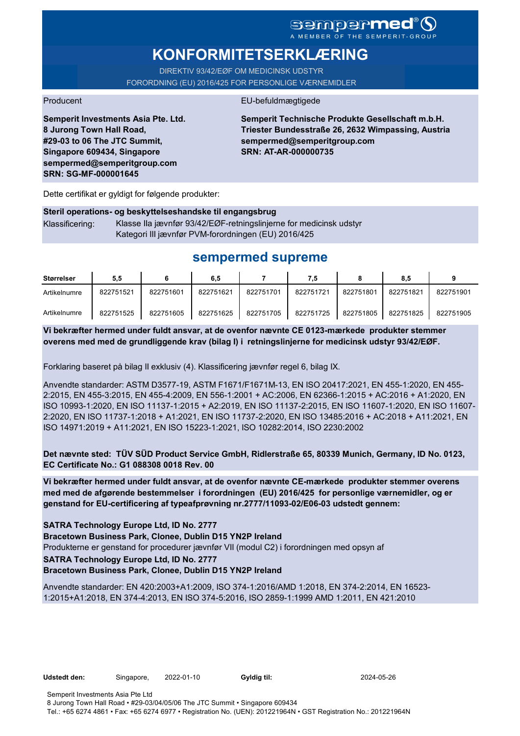sempermed®
A MEMBER OF THE SEMPERIT-GROUP

# KONFORMITETSERKLÆRING

DIREKTIV 93/42/EØF OM MEDICINSK UDSTYR
FORORDNING (EU) 2016/425 FOR PERSONLIGE VÆRNEMIDLER

Producent

**Semperit Investments Asia Pte. Ltd.**
**8 Jurong Town Hall Road,**
**#29-03 to 06 The JTC Summit,**
**Singapore 609434, Singapore**
**sempermed@semperitgroup.com**
**SRN: SG-MF-000001645**

EU-befuldmægtigede

**Semperit Technische Produkte Gesellschaft m.b.H.**
**Triester Bundesstraße 26, 2632 Wimpassing, Austria**
**sempermed@semperitgroup.com**
**SRN: AT-AR-000000735**

Dette certifikat er gyldigt for følgende produkter:

**Steril operations- og beskyttelseshandske til engangsbrug**

Klassificering: Klasse IIa jævnfør 93/42/EØF-retningslinjerne for medicinsk udstyr
Kategori III jævnfør PVM-forordningen (EU) 2016/425

## sempermed supreme

| Størrelser | 5,5 | 6 | 6,5 | 7 | 7,5 | 8 | 8,5 | 9 |
|---|---|---|---|---|---|---|---|---|
| Artikelnumre | 822751521 | 822751601 | 822751621 | 822751701 | 822751721 | 822751801 | 822751821 | 822751901 |
| Artikelnumre | 822751525 | 822751605 | 822751625 | 822751705 | 822751725 | 822751805 | 822751825 | 822751905 |

**Vi bekræfter hermed under fuldt ansvar, at de ovenfor nævnte CE 0123-mærkede produkter stemmer overens med med de grundliggende krav (bilag I) i retningslinjerne for medicinsk udstyr 93/42/EØF.**

Forklaring baseret på bilag II exklusiv (4). Klassificering jævnfør regel 6, bilag IX.

Anvendte standarder: ASTM D3577-19, ASTM F1671/F1671M-13, EN ISO 20417:2021, EN 455-1:2020, EN 455-2:2015, EN 455-3:2015, EN 455-4:2009, EN 556-1:2001 + AC:2006, EN 62366-1:2015 + AC:2016 + A1:2020, EN ISO 10993-1:2020, EN ISO 11137-1:2015 + A2:2019, EN ISO 11137-2:2015, EN ISO 11607-1:2020, EN ISO 11607-2:2020, EN ISO 11737-1:2018 + A1:2021, EN ISO 11737-2:2020, EN ISO 13485:2016 + AC:2018 + A11:2021, EN ISO 14971:2019 + A11:2021, EN ISO 15223-1:2021, ISO 10282:2014, ISO 2230:2002

**Det nævnte sted: TÜV SÜD Product Service GmbH, Ridlerstraße 65, 80339 Munich, Germany, ID No. 0123, EC Certificate No.: G1 088308 0018 Rev. 00**

**Vi bekræfter hermed under fuldt ansvar, at de ovenfor nævnte CE-mærkede produkter stemmer overens med med de afgørende bestemmelser i forordningen (EU) 2016/425 for personlige værnemidler, og er genstand for EU-certificering af typeafprøvning nr.2777/11093-02/E06-03 udstedt gennem:**

**SATRA Technology Europe Ltd, ID No. 2777**
**Bracetown Business Park, Clonee, Dublin D15 YN2P Ireland**
Produkterne er genstand for procedurer jævnfør VII (modul C2) i forordningen med opsyn af
**SATRA Technology Europe Ltd, ID No. 2777**
**Bracetown Business Park, Clonee, Dublin D15 YN2P Ireland**

Anvendte standarder: EN 420:2003+A1:2009, ISO 374-1:2016/AMD 1:2018, EN 374-2:2014, EN 16523-1:2015+A1:2018, EN 374-4:2013, EN ISO 374-5:2016, ISO 2859-1:1999 AMD 1:2011, EN 421:2010

**Udstedt den:** Singapore, 2022-01-10 **Gyldig til:** 2024-05-26

Semperit Investments Asia Pte Ltd
8 Jurong Town Hall Road • #29-03/04/05/06 The JTC Summit • Singapore 609434
Tel.: +65 6274 4861 • Fax: +65 6274 6977 • Registration No. (UEN): 201221964N • GST Registration No.: 201221964N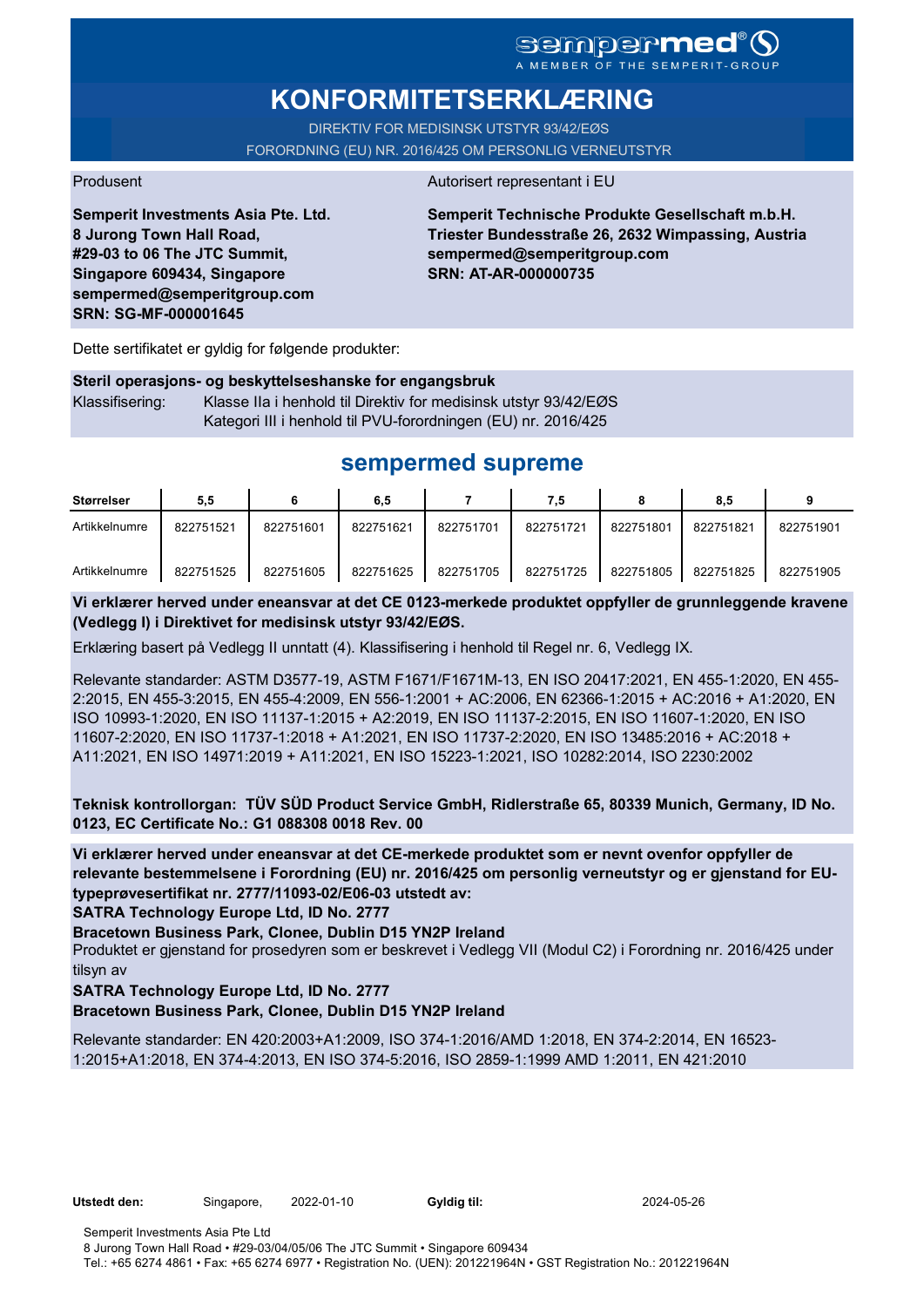sempermed®
A MEMBER OF THE SEMPERIT-GROUP

# KONFORMITETSERKLÆRING

DIREKTIV FOR MEDISINSK UTSTYR 93/42/EØS

FORORDNING (EU) NR. 2016/425 OM PERSONLIG VERNEUTSTYR

Produsent

**Semperit Investments Asia Pte. Ltd.**
**8 Jurong Town Hall Road,**
**#29-03 to 06 The JTC Summit,**
**Singapore 609434, Singapore**
**sempermed@semperitgroup.com**
**SRN: SG-MF-000001645**

Autorisert representant i EU

**Semperit Technische Produkte Gesellschaft m.b.H.**
**Triester Bundesstraße 26, 2632 Wimpassing, Austria**
**sempermed@semperitgroup.com**
**SRN: AT-AR-000000735**

Dette sertifikatet er gyldig for følgende produkter:

**Steril operasjons- og beskyttelseshanske for engangsbruk**

Klassifisering: Klasse IIa i henhold til Direktiv for medisinsk utstyr 93/42/EØS
Kategori III i henhold til PVU-forordningen (EU) nr. 2016/425

## sempermed supreme

| Størrelser | 5,5 | 6 | 6,5 | 7 | 7,5 | 8 | 8,5 | 9 |
|---|---|---|---|---|---|---|---|---|
| Artikkelnumre | 822751521 | 822751601 | 822751621 | 822751701 | 822751721 | 822751801 | 822751821 | 822751901 |
| Artikkelnumre | 822751525 | 822751605 | 822751625 | 822751705 | 822751725 | 822751805 | 822751825 | 822751905 |

**Vi erklærer herved under eneansvar at det CE 0123-merkede produktet oppfyller de grunnleggende kravene (Vedlegg I) i Direktivet for medisinsk utstyr 93/42/EØS.**

Erklæring basert på Vedlegg II unntatt (4). Klassifisering i henhold til Regel nr. 6, Vedlegg IX.

Relevante standarder: ASTM D3577-19, ASTM F1671/F1671M-13, EN ISO 20417:2021, EN 455-1:2020, EN 455-2:2015, EN 455-3:2015, EN 455-4:2009, EN 556-1:2001 + AC:2006, EN 62366-1:2015 + AC:2016 + A1:2020, EN ISO 10993-1:2020, EN ISO 11137-1:2015 + A2:2019, EN ISO 11137-2:2015, EN ISO 11607-1:2020, EN ISO 11607-2:2020, EN ISO 11737-1:2018 + A1:2021, EN ISO 11737-2:2020, EN ISO 13485:2016 + AC:2018 + A11:2021, EN ISO 14971:2019 + A11:2021, EN ISO 15223-1:2021, ISO 10282:2014, ISO 2230:2002

**Teknisk kontrollorgan: TÜV SÜD Product Service GmbH, Ridlerstraße 65, 80339 Munich, Germany, ID No. 0123, EC Certificate No.: G1 088308 0018 Rev. 00**

**Vi erklærer herved under eneansvar at det CE-merkede produktet som er nevnt ovenfor oppfyller de relevante bestemmelsene i Forordning (EU) nr. 2016/425 om personlig verneutstyr og er gjenstand for EU-typeprøvesertifikat nr. 2777/11093-02/E06-03 utstedt av:**
**SATRA Technology Europe Ltd, ID No. 2777**
**Bracetown Business Park, Clonee, Dublin D15 YN2P Ireland**
Produktet er gjenstand for prosedyren som er beskrevet i Vedlegg VII (Modul C2) i Forordning nr. 2016/425 under tilsyn av
**SATRA Technology Europe Ltd, ID No. 2777**
**Bracetown Business Park, Clonee, Dublin D15 YN2P Ireland**

Relevante standarder: EN 420:2003+A1:2009, ISO 374-1:2016/AMD 1:2018, EN 374-2:2014, EN 16523-1:2015+A1:2018, EN 374-4:2013, EN ISO 374-5:2016, ISO 2859-1:1999 AMD 1:2011, EN 421:2010

**Utstedt den:** Singapore, 2022-01-10 **Gyldig til:** 2024-05-26

Semperit Investments Asia Pte Ltd
8 Jurong Town Hall Road • #29-03/04/05/06 The JTC Summit • Singapore 609434
Tel.: +65 6274 4861 • Fax: +65 6274 6977 • Registration No. (UEN): 201221964N • GST Registration No.: 201221964N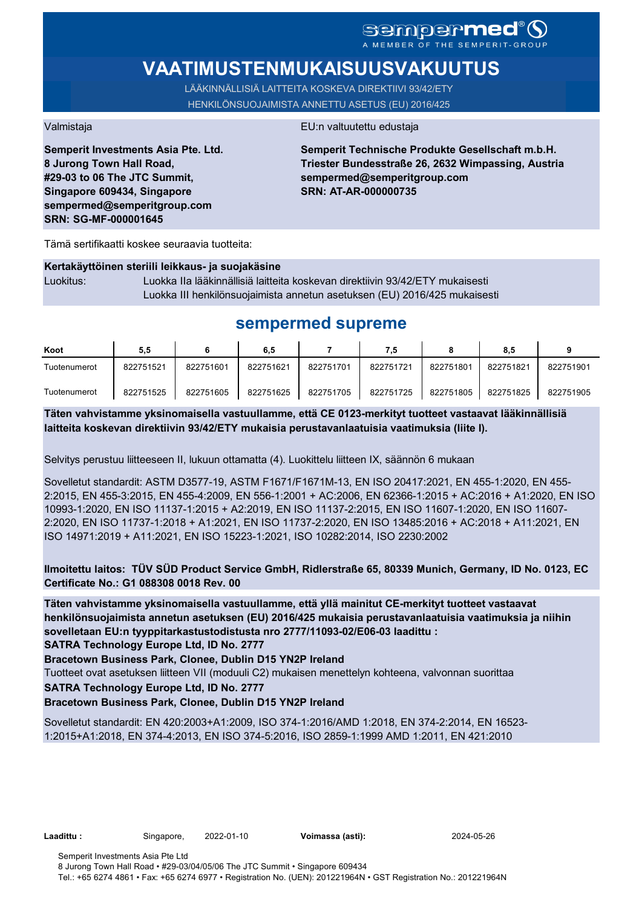sempermed® A MEMBER OF THE SEMPERIT-GROUP

# VAATIMUSTENMUKAISUUSVAKUUTUS

LÄÄKINNÄLLISIÄ LAITTEITA KOSKEVA DIREKTIIVI 93/42/ETY
HENKILÖNSUOJAIMISTA ANNETTU ASETUS (EU) 2016/425

Valmistaja

**Semperit Investments Asia Pte. Ltd.**
**8 Jurong Town Hall Road,**
**#29-03 to 06 The JTC Summit,**
**Singapore 609434, Singapore**
**sempermed@semperitgroup.com**
**SRN: SG-MF-000001645**

EU:n valtuutettu edustaja

**Semperit Technische Produkte Gesellschaft m.b.H.**
**Triester Bundesstraße 26, 2632 Wimpassing, Austria**
**sempermed@semperitgroup.com**
**SRN: AT-AR-000000735**

Tämä sertifikaatti koskee seuraavia tuotteita:

**Kertakäyttöinen steriili leikkaus- ja suojakäsine**

Luokitus: Luokka IIa lääkinnällisiä laitteita koskevan direktiivin 93/42/ETY mukaisesti
Luokka III henkilönsuojaimista annetun asetuksen (EU) 2016/425 mukaisesti

## sempermed supreme

| Koot | 5,5 | 6 | 6,5 | 7 | 7,5 | 8 | 8,5 | 9 |
|---|---|---|---|---|---|---|---|---|
| Tuotenumerot | 822751521 | 822751601 | 822751621 | 822751701 | 822751721 | 822751801 | 822751821 | 822751901 |
| Tuotenumerot | 822751525 | 822751605 | 822751625 | 822751705 | 822751725 | 822751805 | 822751825 | 822751905 |

**Täten vahvistamme yksinomaisella vastuullamme, että CE 0123-merkityt tuotteet vastaavat lääkinnällisiä laitteita koskevan direktiivin 93/42/ETY mukaisia perustavanlaatuisia vaatimuksia (liite I).**

Selvitys perustuu liitteeseen II, lukuun ottamatta (4). Luokittelu liitteen IX, säännön 6 mukaan

Sovelletut standardit: ASTM D3577-19, ASTM F1671/F1671M-13, EN ISO 20417:2021, EN 455-1:2020, EN 455-2:2015, EN 455-3:2015, EN 455-4:2009, EN 556-1:2001 + AC:2006, EN 62366-1:2015 + AC:2016 + A1:2020, EN ISO 10993-1:2020, EN ISO 11137-1:2015 + A2:2019, EN ISO 11137-2:2015, EN ISO 11607-1:2020, EN ISO 11607-2:2020, EN ISO 11737-1:2018 + A1:2021, EN ISO 11737-2:2020, EN ISO 13485:2016 + AC:2018 + A11:2021, EN ISO 14971:2019 + A11:2021, EN ISO 15223-1:2021, ISO 10282:2014, ISO 2230:2002

**Ilmoitettu laitos: TÜV SÜD Product Service GmbH, Ridlerstraße 65, 80339 Munich, Germany, ID No. 0123, EC Certificate No.: G1 088308 0018 Rev. 00**

**Täten vahvistamme yksinomaisella vastuullamme, että yllä mainitut CE-merkityt tuotteet vastaavat henkilönsuojaimista annetun asetuksen (EU) 2016/425 mukaisia perustavanlaatuisia vaatimuksia ja niihin sovelletaan EU:n tyyppitarkastustodistusta nro 2777/11093-02/E06-03 laadittu :**
**SATRA Technology Europe Ltd, ID No. 2777**
**Bracetown Business Park, Clonee, Dublin D15 YN2P Ireland**
Tuotteet ovat asetuksen liitteen VII (moduuli C2) mukaisen menettelyn kohteena, valvonnan suorittaa
**SATRA Technology Europe Ltd, ID No. 2777**
**Bracetown Business Park, Clonee, Dublin D15 YN2P Ireland**

Sovelletut standardit: EN 420:2003+A1:2009, ISO 374-1:2016/AMD 1:2018, EN 374-2:2014, EN 16523-1:2015+A1:2018, EN 374-4:2013, EN ISO 374-5:2016, ISO 2859-1:1999 AMD 1:2011, EN 421:2010

**Laadittu :** Singapore, 2022-01-10 **Voimassa (asti):** 2024-05-26

Semperit Investments Asia Pte Ltd
8 Jurong Town Hall Road • #29-03/04/05/06 The JTC Summit • Singapore 609434
Tel.: +65 6274 4861 • Fax: +65 6274 6977 • Registration No. (UEN): 201221964N • GST Registration No.: 201221964N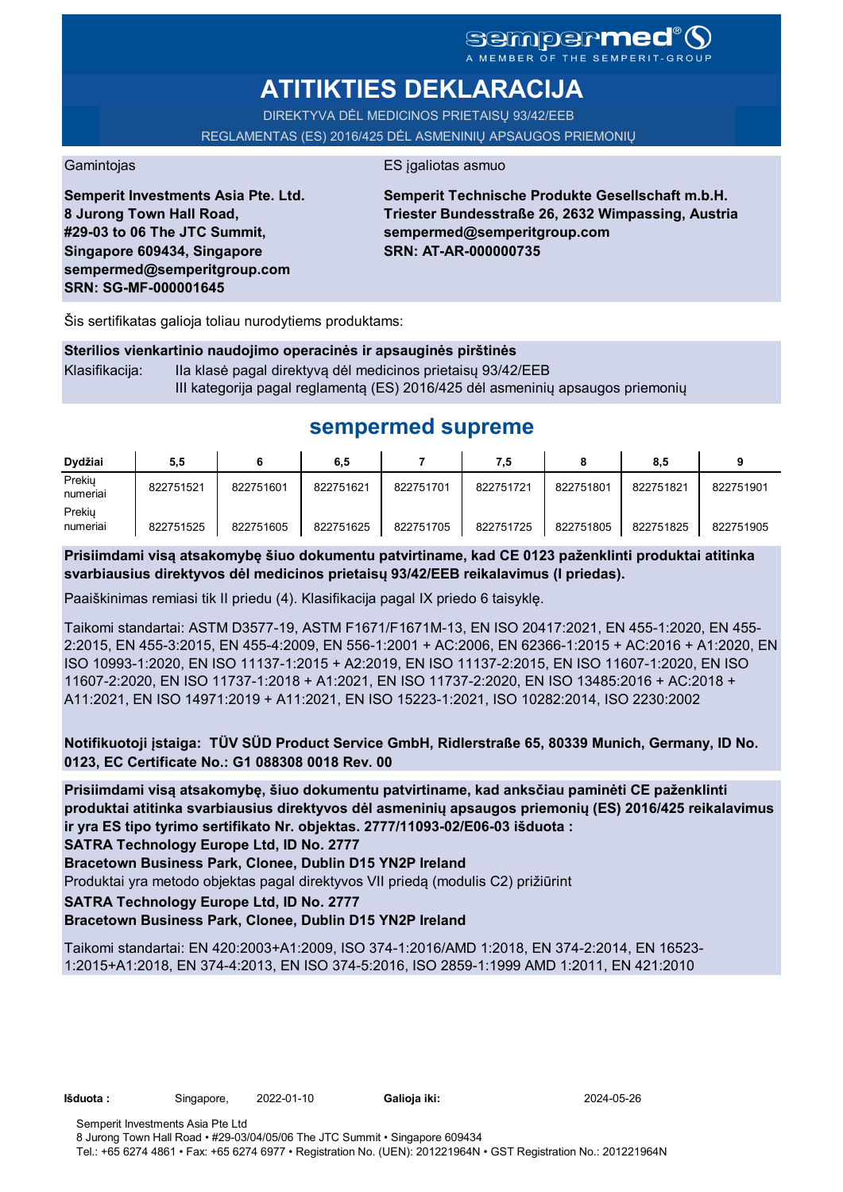sempermed®
A MEMBER OF THE SEMPERIT-GROUP

# ATITIKTIES DEKLARACIJA

DIREKTYVA DĖL MEDICINOS PRIETAISŲ 93/42/EEB

REGLAMENTAS (ES) 2016/425 DĖL ASMENINIŲ APSAUGOS PRIEMONIŲ

Gamintojas

**Semperit Investments Asia Pte. Ltd.**
**8 Jurong Town Hall Road,**
**#29-03 to 06 The JTC Summit,**
**Singapore 609434, Singapore**
**sempermed@semperitgroup.com**
**SRN: SG-MF-000001645**

ES įgaliotas asmuo

**Semperit Technische Produkte Gesellschaft m.b.H.**
**Triester Bundesstraße 26, 2632 Wimpassing, Austria**
**sempermed@semperitgroup.com**
**SRN: AT-AR-000000735**

Šis sertifikatas galioja toliau nurodytiems produktams:

**Sterilios vienkartinio naudojimo operacinės ir apsauginės pirštinės**

Klasifikacija: IIa klasė pagal direktyvą dėl medicinos prietaisų 93/42/EEB
III kategorija pagal reglamentą (ES) 2016/425 dėl asmeninių apsaugos priemonių

## sempermed supreme

| Dydžiai | 5,5 | 6 | 6,5 | 7 | 7,5 | 8 | 8,5 | 9 |
|---|---|---|---|---|---|---|---|---|
| Prekių numeriai | 822751521 | 822751601 | 822751621 | 822751701 | 822751721 | 822751801 | 822751821 | 822751901 |
| Prekių numeriai | 822751525 | 822751605 | 822751625 | 822751705 | 822751725 | 822751805 | 822751825 | 822751905 |

**Prisiimdami visą atsakomybę šiuo dokumentu patvirtiname, kad CE 0123 paženklinti produktai atitinka svarbiausius direktyvos dėl medicinos prietaisų 93/42/EEB reikalavimus (I priedas).**

Paaiškinimas remiasi tik II priedu (4). Klasifikacija pagal IX priedo 6 taisyklę.

Taikomi standartai: ASTM D3577-19, ASTM F1671/F1671M-13, EN ISO 20417:2021, EN 455-1:2020, EN 455-2:2015, EN 455-3:2015, EN 455-4:2009, EN 556-1:2001 + AC:2006, EN 62366-1:2015 + AC:2016 + A1:2020, EN ISO 10993-1:2020, EN ISO 11137-1:2015 + A2:2019, EN ISO 11137-2:2015, EN ISO 11607-1:2020, EN ISO 11607-2:2020, EN ISO 11737-1:2018 + A1:2021, EN ISO 11737-2:2020, EN ISO 13485:2016 + AC:2018 + A11:2021, EN ISO 14971:2019 + A11:2021, EN ISO 15223-1:2021, ISO 10282:2014, ISO 2230:2002

**Notifikuotoji įstaiga: TÜV SÜD Product Service GmbH, Ridlerstraße 65, 80339 Munich, Germany, ID No. 0123, EC Certificate No.: G1 088308 0018 Rev. 00**

**Prisiimdami visą atsakomybę, šiuo dokumentu patvirtiname, kad anksčiau paminėti CE paženklinti produktai atitinka svarbiausius direktyvos dėl asmeninių apsaugos priemonių (ES) 2016/425 reikalavimus ir yra ES tipo tyrimo sertifikato Nr. objektas. 2777/11093-02/E06-03 išduota :**
**SATRA Technology Europe Ltd, ID No. 2777**
**Bracetown Business Park, Clonee, Dublin D15 YN2P Ireland**

Produktai yra metodo objektas pagal direktyvos VII priedą (modulis C2) prižiūrint

**SATRA Technology Europe Ltd, ID No. 2777**
**Bracetown Business Park, Clonee, Dublin D15 YN2P Ireland**

Taikomi standartai: EN 420:2003+A1:2009, ISO 374-1:2016/AMD 1:2018, EN 374-2:2014, EN 16523-1:2015+A1:2018, EN 374-4:2013, EN ISO 374-5:2016, ISO 2859-1:1999 AMD 1:2011, EN 421:2010

**Išduota :** Singapore, 2022-01-10 **Galioja iki:** 2024-05-26

Semperit Investments Asia Pte Ltd
8 Jurong Town Hall Road • #29-03/04/05/06 The JTC Summit • Singapore 609434
Tel.: +65 6274 4861 • Fax: +65 6274 6977 • Registration No. (UEN): 201221964N • GST Registration No.: 201221964N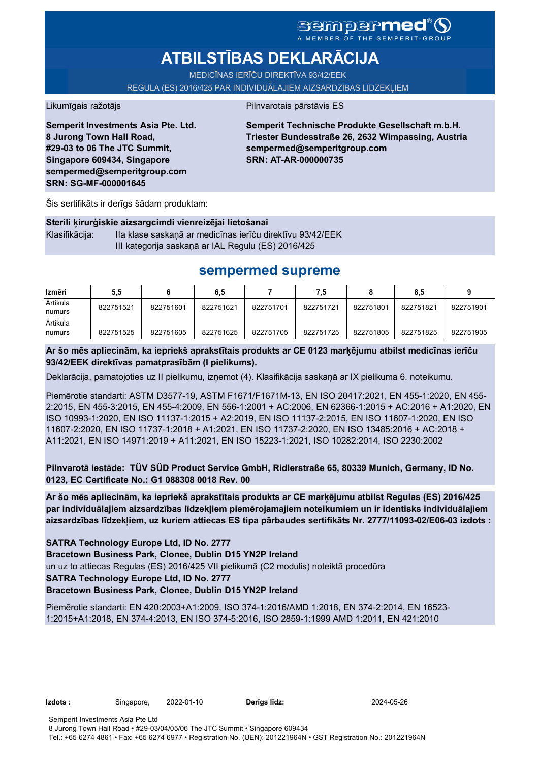sempermed®
A MEMBER OF THE SEMPERIT-GROUP

# ATBILSTĪBAS DEKLARĀCIJA

MEDICĪNAS IERĪČU DIREKTĪVA 93/42/EEK

REGULA (ES) 2016/425 PAR INDIVIDUĀLAJIEM AIZSARDZĪBAS LĪDZEKĻIEM

Likumīgais ražotājs

**Semperit Investments Asia Pte. Ltd.**
**8 Jurong Town Hall Road,**
**#29-03 to 06 The JTC Summit,**
**Singapore 609434, Singapore**
**sempermed@semperitgroup.com**
**SRN: SG-MF-000001645**

Pilnvarotais pārstāvis ES

**Semperit Technische Produkte Gesellschaft m.b.H.**
**Triester Bundesstraße 26, 2632 Wimpassing, Austria**
**sempermed@semperitgroup.com**
**SRN: AT-AR-000000735**

Šis sertifikāts ir derīgs šādam produktam:

**Sterili ķirurģiskie aizsargcimdi vienreizējai lietošanai**

Klasifikācija: IIa klase saskaņā ar medicīnas ierīču direktīvu 93/42/EEK
III kategorija saskaņā ar IAL Regulu (ES) 2016/425

## sempermed supreme

| Izmēri | 5,5 | 6 | 6,5 | 7 | 7,5 | 8 | 8,5 | 9 |
|---|---|---|---|---|---|---|---|---|
| Artikula numurs | 822751521 | 822751601 | 822751621 | 822751701 | 822751721 | 822751801 | 822751821 | 822751901 |
| Artikula numurs | 822751525 | 822751605 | 822751625 | 822751705 | 822751725 | 822751805 | 822751825 | 822751905 |

**Ar šo mēs apliecinām, ka iepriekš aprakstītais produkts ar CE 0123 marķējumu atbilst medicīnas ierīču 93/42/EEK direktīvas pamatprasībām (I pielikums).**

Deklarācija, pamatojoties uz II pielikumu, izņemot (4). Klasifikācija saskaņā ar IX pielikuma 6. noteikumu.

Piemērotie standarti: ASTM D3577-19, ASTM F1671/F1671M-13, EN ISO 20417:2021, EN 455-1:2020, EN 455-2:2015, EN 455-3:2015, EN 455-4:2009, EN 556-1:2001 + AC:2006, EN 62366-1:2015 + AC:2016 + A1:2020, EN ISO 10993-1:2020, EN ISO 11137-1:2015 + A2:2019, EN ISO 11137-2:2015, EN ISO 11607-1:2020, EN ISO 11607-2:2020, EN ISO 11737-1:2018 + A1:2021, EN ISO 11737-2:2020, EN ISO 13485:2016 + AC:2018 + A11:2021, EN ISO 14971:2019 + A11:2021, EN ISO 15223-1:2021, ISO 10282:2014, ISO 2230:2002

**Pilnvarotā iestāde: TÜV SÜD Product Service GmbH, Ridlerstraße 65, 80339 Munich, Germany, ID No. 0123, EC Certificate No.: G1 088308 0018 Rev. 00**

**Ar šo mēs apliecinām, ka iepriekš aprakstītais produkts ar CE marķējumu atbilst Regulas (ES) 2016/425 par individuālajiem aizsardzības līdzekļiem piemērojamajiem noteikumiem un ir identisks individuālajiem aizsardzības līdzekļiem, uz kuriem attiecas ES tipa pārbaudes sertifikāts Nr. 2777/11093-02/E06-03 izdots :**

**SATRA Technology Europe Ltd, ID No. 2777**
**Bracetown Business Park, Clonee, Dublin D15 YN2P Ireland**
un uz to attiecas Regulas (ES) 2016/425 VII pielikumā (C2 modulis) noteiktā procedūra
**SATRA Technology Europe Ltd, ID No. 2777**
**Bracetown Business Park, Clonee, Dublin D15 YN2P Ireland**

Piemērotie standarti: EN 420:2003+A1:2009, ISO 374-1:2016/AMD 1:2018, EN 374-2:2014, EN 16523-1:2015+A1:2018, EN 374-4:2013, EN ISO 374-5:2016, ISO 2859-1:1999 AMD 1:2011, EN 421:2010

**Izdots :** Singapore, 2022-01-10 **Derīgs līdz:** 2024-05-26

Semperit Investments Asia Pte Ltd
8 Jurong Town Hall Road • #29-03/04/05/06 The JTC Summit • Singapore 609434
Tel.: +65 6274 4861 • Fax: +65 6274 6977 • Registration No. (UEN): 201221964N • GST Registration No.: 201221964N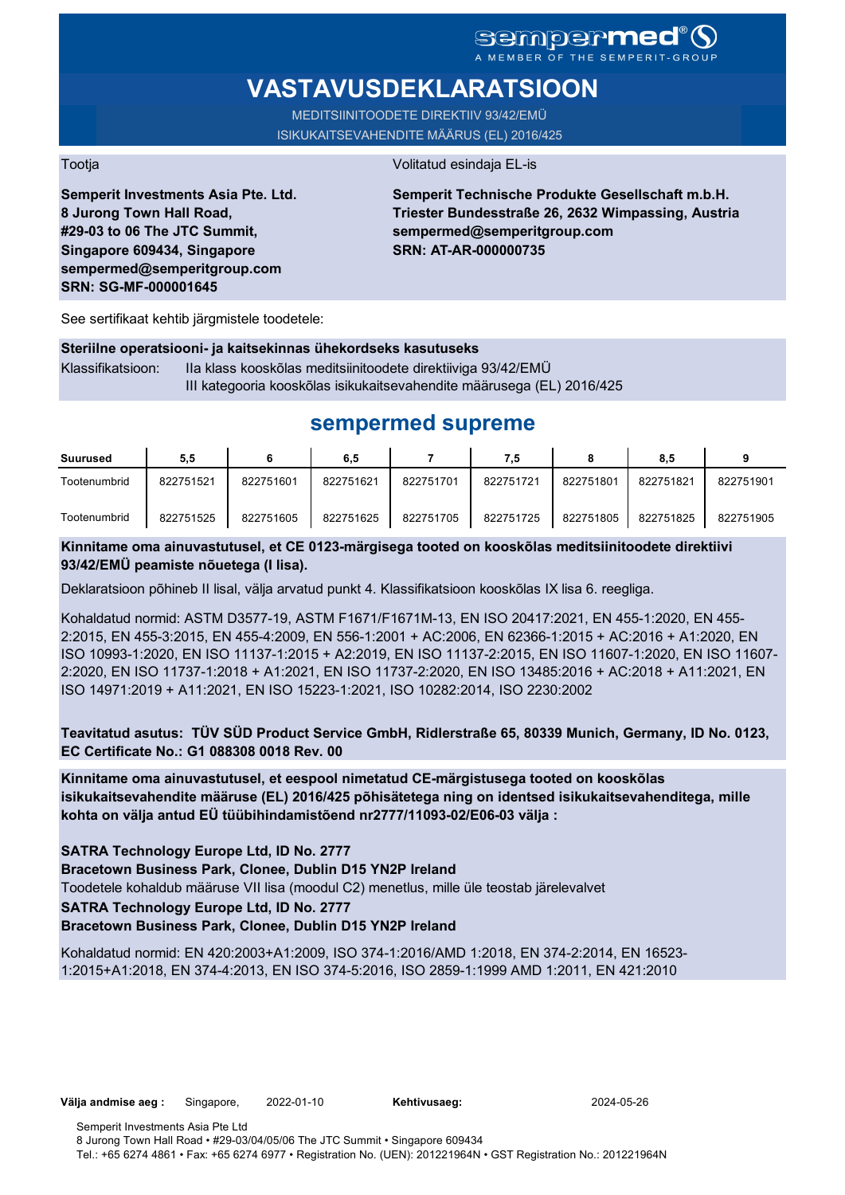sempermed®
A MEMBER OF THE SEMPERIT-GROUP

# VASTAVUSDEKLARATSIOON

MEDITSIINITOODETE DIREKTIIV 93/42/EMÜ
ISIKUKAITSEVAHENDITE MÄÄRUS (EL) 2016/425

Tootja

**Semperit Investments Asia Pte. Ltd.**
**8 Jurong Town Hall Road,**
**#29-03 to 06 The JTC Summit,**
**Singapore 609434, Singapore**
**sempermed@semperitgroup.com**
**SRN: SG-MF-000001645**

Volitatud esindaja EL-is

**Semperit Technische Produkte Gesellschaft m.b.H.**
**Triester Bundesstraße 26, 2632 Wimpassing, Austria**
**sempermed@semperitgroup.com**
**SRN: AT-AR-000000735**

See sertifikaat kehtib järgmistele toodetele:

**Steriilne operatsiooni- ja kaitsekinnas ühekordseks kasutuseks**

Klassifikatsioon: IIa klass kooskõlas meditsiinitoodete direktiiviga 93/42/EMÜ
III kategooria kooskõlas isikukaitsevahendite määrusega (EL) 2016/425

## sempermed supreme

| **Suurused** | **5,5** | **6** | **6,5** | **7** | **7,5** | **8** | **8,5** | **9** |
|---|---|---|---|---|---|---|---|---|
| Tootenumbrid | 822751521 | 822751601 | 822751621 | 822751701 | 822751721 | 822751801 | 822751821 | 822751901 |
| Tootenumbrid | 822751525 | 822751605 | 822751625 | 822751705 | 822751725 | 822751805 | 822751825 | 822751905 |

**Kinnitame oma ainuvastutusel, et CE 0123-märgisega tooted on kooskõlas meditsiinitoodete direktiivi 93/42/EMÜ peamiste nõuetega (I lisa).**

Deklaratsioon põhineb II lisal, välja arvatud punkt 4. Klassifikatsioon kooskõlas IX lisa 6. reegliga.

Kohaldatud normid: ASTM D3577-19, ASTM F1671/F1671M-13, EN ISO 20417:2021, EN 455-1:2020, EN 455-2:2015, EN 455-3:2015, EN 455-4:2009, EN 556-1:2001 + AC:2006, EN 62366-1:2015 + AC:2016 + A1:2020, EN ISO 10993-1:2020, EN ISO 11137-1:2015 + A2:2019, EN ISO 11137-2:2015, EN ISO 11607-1:2020, EN ISO 11607-2:2020, EN ISO 11737-1:2018 + A1:2021, EN ISO 11737-2:2020, EN ISO 13485:2016 + AC:2018 + A11:2021, EN ISO 14971:2019 + A11:2021, EN ISO 15223-1:2021, ISO 10282:2014, ISO 2230:2002

**Teavitatud asutus: TÜV SÜD Product Service GmbH, Ridlerstraße 65, 80339 Munich, Germany, ID No. 0123, EC Certificate No.: G1 088308 0018 Rev. 00**

**Kinnitame oma ainuvastutusel, et eespool nimetatud CE-märgistusega tooted on kooskõlas isikukaitsevahendite määruse (EL) 2016/425 põhisätetega ning on identsed isikukaitsevahenditega, mille kohta on välja antud EÜ tüübihindamistõend nr2777/11093-02/E06-03 välja :**

**SATRA Technology Europe Ltd, ID No. 2777**
**Bracetown Business Park, Clonee, Dublin D15 YN2P Ireland**
Toodetele kohaldub määruse VII lisa (moodul C2) menetlus, mille üle teostab järelevalvet
**SATRA Technology Europe Ltd, ID No. 2777**
**Bracetown Business Park, Clonee, Dublin D15 YN2P Ireland**

Kohaldatud normid: EN 420:2003+A1:2009, ISO 374-1:2016/AMD 1:2018, EN 374-2:2014, EN 16523-1:2015+A1:2018, EN 374-4:2013, EN ISO 374-5:2016, ISO 2859-1:1999 AMD 1:2011, EN 421:2010

**Välja andmise aeg :** Singapore, 2022-01-10 **Kehtivusaeg:** 2024-05-26

Semperit Investments Asia Pte Ltd
8 Jurong Town Hall Road • #29-03/04/05/06 The JTC Summit • Singapore 609434
Tel.: +65 6274 4861 • Fax: +65 6274 6977 • Registration No. (UEN): 201221964N • GST Registration No.: 201221964N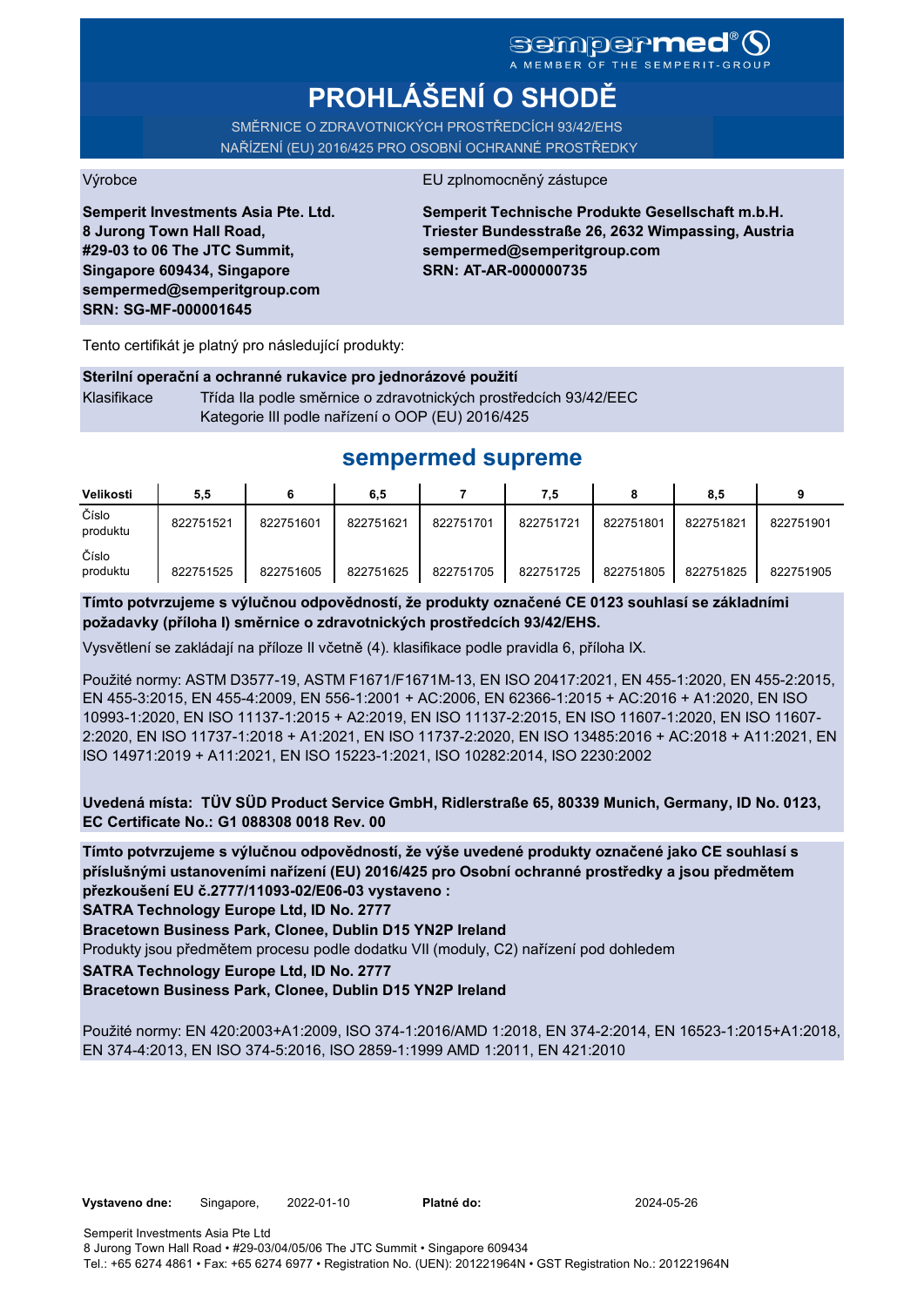sempermed®
A MEMBER OF THE SEMPERIT-GROUP

# PROHLÁŠENÍ O SHODĚ

SMĚRNICE O ZDRAVOTNICKÝCH PROSTŘEDCÍCH 93/42/EHS
NAŘÍZENÍ (EU) 2016/425 PRO OSOBNÍ OCHRANNÉ PROSTŘEDKY

Výrobce

**Semperit Investments Asia Pte. Ltd.**
**8 Jurong Town Hall Road,**
**#29-03 to 06 The JTC Summit,**
**Singapore 609434, Singapore**
**sempermed@semperitgroup.com**
**SRN: SG-MF-000001645**

EU zplnomocněný zástupce

**Semperit Technische Produkte Gesellschaft m.b.H.**
**Triester Bundesstraße 26, 2632 Wimpassing, Austria**
**sempermed@semperitgroup.com**
**SRN: AT-AR-000000735**

Tento certifikát je platný pro následující produkty:

**Sterilní operační a ochranné rukavice pro jednorázové použití**

Klasifikace — Třída IIa podle směrnice o zdravotnických prostředcích 93/42/EEC
Kategorie III podle nařízení o OOP (EU) 2016/425

## sempermed supreme

| Velikosti | 5,5 | 6 | 6,5 | 7 | 7,5 | 8 | 8,5 | 9 |
|---|---|---|---|---|---|---|---|---|
| Číslo produktu | 822751521 | 822751601 | 822751621 | 822751701 | 822751721 | 822751801 | 822751821 | 822751901 |
| Číslo produktu | 822751525 | 822751605 | 822751625 | 822751705 | 822751725 | 822751805 | 822751825 | 822751905 |

**Tímto potvrzujeme s výlučnou odpovědností, že produkty označené CE 0123 souhlasí se základními požadavky (příloha I) směrnice o zdravotnických prostředcích 93/42/EHS.**

Vysvětlení se zakládají na příloze II včetně (4). klasifikace podle pravidla 6, příloha IX.

Použité normy: ASTM D3577-19, ASTM F1671/F1671M-13, EN ISO 20417:2021, EN 455-1:2020, EN 455-2:2015, EN 455-3:2015, EN 455-4:2009, EN 556-1:2001 + AC:2006, EN 62366-1:2015 + AC:2016 + A1:2020, EN ISO 10993-1:2020, EN ISO 11137-1:2015 + A2:2019, EN ISO 11137-2:2015, EN ISO 11607-1:2020, EN ISO 11607-2:2020, EN ISO 11737-1:2018 + A1:2021, EN ISO 11737-2:2020, EN ISO 13485:2016 + AC:2018 + A11:2021, EN ISO 14971:2019 + A11:2021, EN ISO 15223-1:2021, ISO 10282:2014, ISO 2230:2002

**Uvedená místa: TÜV SÜD Product Service GmbH, Ridlerstraße 65, 80339 Munich, Germany, ID No. 0123, EC Certificate No.: G1 088308 0018 Rev. 00**

**Tímto potvrzujeme s výlučnou odpovědností, že výše uvedené produkty označené jako CE souhlasí s příslušnými ustanoveními nařízení (EU) 2016/425 pro Osobní ochranné prostředky a jsou předmětem přezkoušení EU č.2777/11093-02/E06-03 vystaveno :**
**SATRA Technology Europe Ltd, ID No. 2777**
**Bracetown Business Park, Clonee, Dublin D15 YN2P Ireland**
Produkty jsou předmětem procesu podle dodatku VII (moduly, C2) nařízení pod dohledem
**SATRA Technology Europe Ltd, ID No. 2777**
**Bracetown Business Park, Clonee, Dublin D15 YN2P Ireland**

Použité normy: EN 420:2003+A1:2009, ISO 374-1:2016/AMD 1:2018, EN 374-2:2014, EN 16523-1:2015+A1:2018, EN 374-4:2013, EN ISO 374-5:2016, ISO 2859-1:1999 AMD 1:2011, EN 421:2010

**Vystaveno dne:** Singapore, 2022-01-10 **Platné do:** 2024-05-26

Semperit Investments Asia Pte Ltd
8 Jurong Town Hall Road • #29-03/04/05/06 The JTC Summit • Singapore 609434
Tel.: +65 6274 4861 • Fax: +65 6274 6977 • Registration No. (UEN): 201221964N • GST Registration No.: 201221964N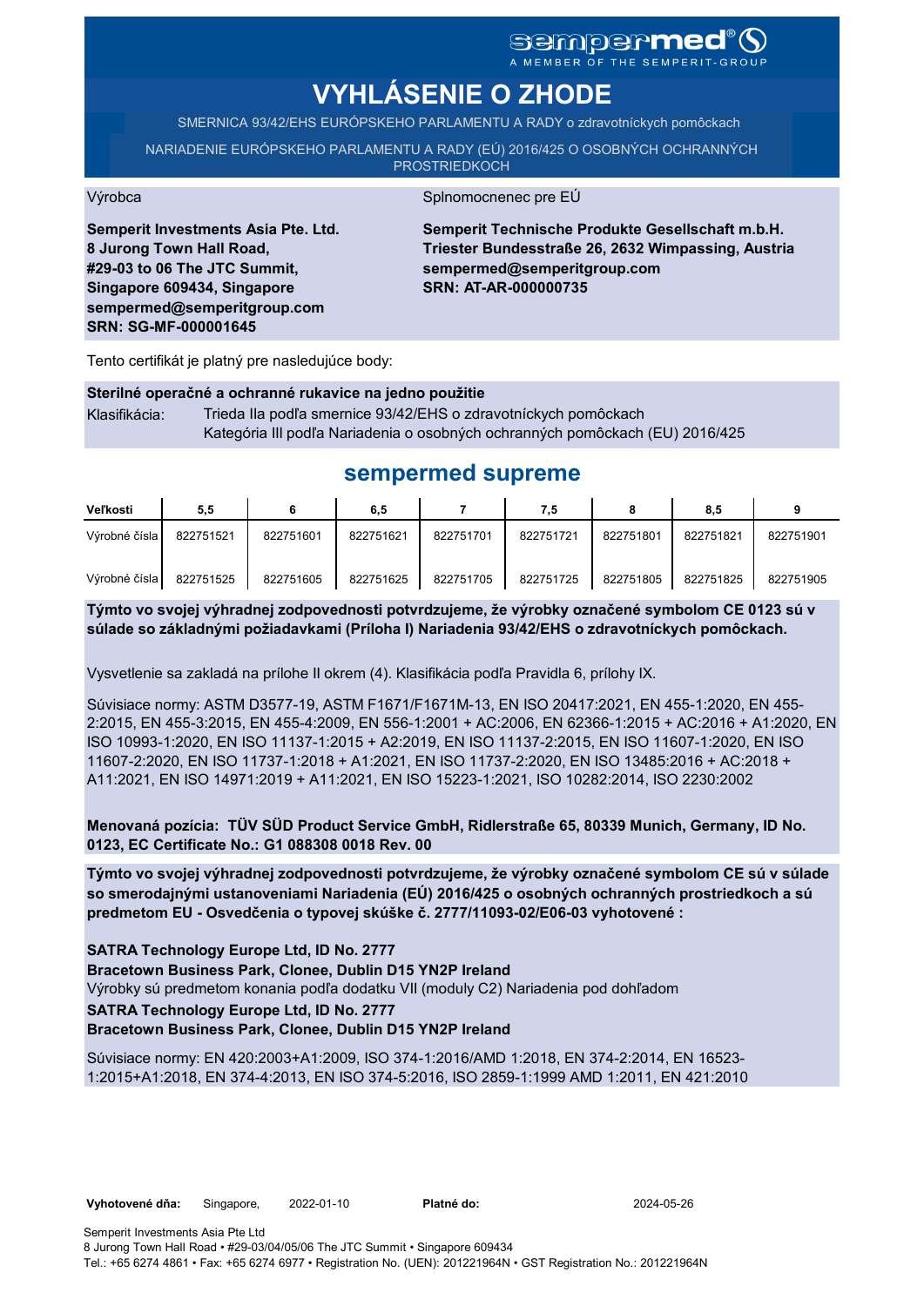sempermed®
A MEMBER OF THE SEMPERIT-GROUP

# VYHLÁSENIE O ZHODE

SMERNICA 93/42/EHS EURÓPSKEHO PARLAMENTU A RADY o zdravotníckych pomôckach

NARIADENIE EURÓPSKEHO PARLAMENTU A RADY (EÚ) 2016/425 O OSOBNÝCH OCHRANNÝCH PROSTRIEDKOCH

Výrobca

**Semperit Investments Asia Pte. Ltd.**
**8 Jurong Town Hall Road,**
**#29-03 to 06 The JTC Summit,**
**Singapore 609434, Singapore**
**sempermed@semperitgroup.com**
**SRN: SG-MF-000001645**

Splnomocnenec pre EÚ

**Semperit Technische Produkte Gesellschaft m.b.H.**
**Triester Bundesstraße 26, 2632 Wimpassing, Austria**
**sempermed@semperitgroup.com**
**SRN: AT-AR-000000735**

Tento certifikát je platný pre nasledujúce body:

**Sterilné operačné a ochranné rukavice na jedno použitie**

Klasifikácia: Trieda IIa podľa smernice 93/42/EHS o zdravotníckych pomôckach
Kategória III podľa Nariadenia o osobných ochranných pomôckach (EU) 2016/425

## sempermed supreme

| Veľkosti | 5,5 | 6 | 6,5 | 7 | 7,5 | 8 | 8,5 | 9 |
|---|---|---|---|---|---|---|---|---|
| Výrobné čísla | 822751521 | 822751601 | 822751621 | 822751701 | 822751721 | 822751801 | 822751821 | 822751901 |
| Výrobné čísla | 822751525 | 822751605 | 822751625 | 822751705 | 822751725 | 822751805 | 822751825 | 822751905 |

**Týmto vo svojej výhradnej zodpovednosti potvrdzujeme, že výrobky označené symbolom CE 0123 sú v súlade so základnými požiadavkami (Príloha I) Nariadenia 93/42/EHS o zdravotníckych pomôckach.**

Vysvetlenie sa zakladá na prílohe II okrem (4). Klasifikácia podľa Pravidla 6, prílohy IX.

Súvisiace normy: ASTM D3577-19, ASTM F1671/F1671M-13, EN ISO 20417:2021, EN 455-1:2020, EN 455-2:2015, EN 455-3:2015, EN 455-4:2009, EN 556-1:2001 + AC:2006, EN 62366-1:2015 + AC:2016 + A1:2020, EN ISO 10993-1:2020, EN ISO 11137-1:2015 + A2:2019, EN ISO 11137-2:2015, EN ISO 11607-1:2020, EN ISO 11607-2:2020, EN ISO 11737-1:2018 + A1:2021, EN ISO 11737-2:2020, EN ISO 13485:2016 + AC:2018 + A11:2021, EN ISO 14971:2019 + A11:2021, EN ISO 15223-1:2021, ISO 10282:2014, ISO 2230:2002

**Menovaná pozícia: TÜV SÜD Product Service GmbH, Ridlerstraße 65, 80339 Munich, Germany, ID No. 0123, EC Certificate No.: G1 088308 0018 Rev. 00**

**Týmto vo svojej výhradnej zodpovednosti potvrdzujeme, že výrobky označené symbolom CE sú v súlade so smerodajnými ustanoveniami Nariadenia (EÚ) 2016/425 o osobných ochranných prostriedkoch a sú predmetom EU - Osvedčenia o typovej skúške č. 2777/11093-02/E06-03 vyhotovené :**

**SATRA Technology Europe Ltd, ID No. 2777**
**Bracetown Business Park, Clonee, Dublin D15 YN2P Ireland**
Výrobky sú predmetom konania podľa dodatku VII (moduly C2) Nariadenia pod dohľadom
**SATRA Technology Europe Ltd, ID No. 2777**
**Bracetown Business Park, Clonee, Dublin D15 YN2P Ireland**

Súvisiace normy: EN 420:2003+A1:2009, ISO 374-1:2016/AMD 1:2018, EN 374-2:2014, EN 16523-1:2015+A1:2018, EN 374-4:2013, EN ISO 374-5:2016, ISO 2859-1:1999 AMD 1:2011, EN 421:2010

**Vyhotovené dňa:** Singapore, 2022-01-10 **Platné do:** 2024-05-26

Semperit Investments Asia Pte Ltd
8 Jurong Town Hall Road • #29-03/04/05/06 The JTC Summit • Singapore 609434
Tel.: +65 6274 4861 • Fax: +65 6274 6977 • Registration No. (UEN): 201221964N • GST Registration No.: 201221964N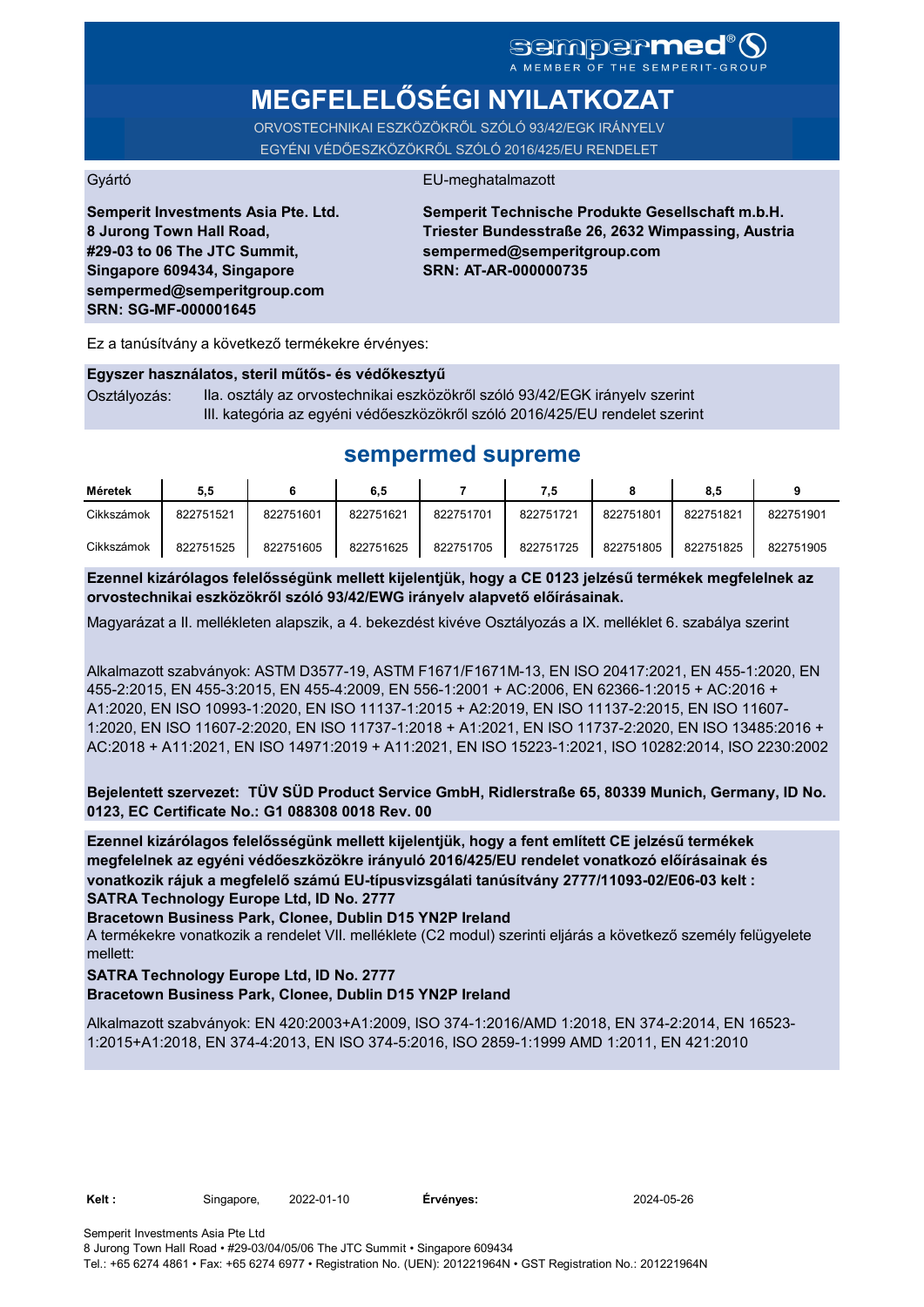sempermed®
A MEMBER OF THE SEMPERIT-GROUP

# MEGFELELŐSÉGI NYILATKOZAT

ORVOSTECHNIKAI ESZKÖZÖKRŐL SZÓLÓ 93/42/EGK IRÁNYELV
EGYÉNI VÉDŐESZKÖZÖKRŐL SZÓLÓ 2016/425/EU RENDELET

Gyártó

**Semperit Investments Asia Pte. Ltd.**
**8 Jurong Town Hall Road,**
**#29-03 to 06 The JTC Summit,**
**Singapore 609434, Singapore**
**sempermed@semperitgroup.com**
**SRN: SG-MF-000001645**

EU-meghatalmazott

**Semperit Technische Produkte Gesellschaft m.b.H.**
**Triester Bundesstraße 26, 2632 Wimpassing, Austria**
**sempermed@semperitgroup.com**
**SRN: AT-AR-000000735**

Ez a tanúsítvány a következő termékekre érvényes:

**Egyszer használatos, steril műtős- és védőkesztyű**

Osztályozás: IIa. osztály az orvostechnikai eszközökről szóló 93/42/EGK irányelv szerint
III. kategória az egyéni védőeszközökről szóló 2016/425/EU rendelet szerint

## sempermed supreme

| Méretek | 5,5 | 6 | 6,5 | 7 | 7,5 | 8 | 8,5 | 9 |
|---|---|---|---|---|---|---|---|---|
| Cikkszámok | 822751521 | 822751601 | 822751621 | 822751701 | 822751721 | 822751801 | 822751821 | 822751901 |
| Cikkszámok | 822751525 | 822751605 | 822751625 | 822751705 | 822751725 | 822751805 | 822751825 | 822751905 |

**Ezennel kizárólagos felelősségünk mellett kijelentjük, hogy a CE 0123 jelzésű termékek megfelelnek az orvostechnikai eszközökről szóló 93/42/EWG irányelv alapvető előírásainak.**

Magyarázat a II. mellékleten alapszik, a 4. bekezdést kivéve Osztályozás a IX. melléklet 6. szabálya szerint

Alkalmazott szabványok: ASTM D3577-19, ASTM F1671/F1671M-13, EN ISO 20417:2021, EN 455-1:2020, EN 455-2:2015, EN 455-3:2015, EN 455-4:2009, EN 556-1:2001 + AC:2006, EN 62366-1:2015 + AC:2016 + A1:2020, EN ISO 10993-1:2020, EN ISO 11137-1:2015 + A2:2019, EN ISO 11137-2:2015, EN ISO 11607-1:2020, EN ISO 11607-2:2020, EN ISO 11737-1:2018 + A1:2021, EN ISO 11737-2:2020, EN ISO 13485:2016 + AC:2018 + A11:2021, EN ISO 14971:2019 + A11:2021, EN ISO 15223-1:2021, ISO 10282:2014, ISO 2230:2002

**Bejelentett szervezet: TÜV SÜD Product Service GmbH, Ridlerstraße 65, 80339 Munich, Germany, ID No. 0123, EC Certificate No.: G1 088308 0018 Rev. 00**

**Ezennel kizárólagos felelősségünk mellett kijelentjük, hogy a fent említett CE jelzésű termékek megfelelnek az egyéni védőeszközökre irányuló 2016/425/EU rendelet vonatkozó előírásainak és vonatkozik rájuk a megfelelő számú EU-típusvizsgálati tanúsítvány 2777/11093-02/E06-03 kelt :**
**SATRA Technology Europe Ltd, ID No. 2777**
**Bracetown Business Park, Clonee, Dublin D15 YN2P Ireland**

A termékekre vonatkozik a rendelet VII. melléklete (C2 modul) szerinti eljárás a következő személy felügyelete mellett:

**SATRA Technology Europe Ltd, ID No. 2777**
**Bracetown Business Park, Clonee, Dublin D15 YN2P Ireland**

Alkalmazott szabványok: EN 420:2003+A1:2009, ISO 374-1:2016/AMD 1:2018, EN 374-2:2014, EN 16523-1:2015+A1:2018, EN 374-4:2013, EN ISO 374-5:2016, ISO 2859-1:1999 AMD 1:2011, EN 421:2010

**Kelt :** Singapore, 2022-01-10 **Érvényes:** 2024-05-26

Semperit Investments Asia Pte Ltd
8 Jurong Town Hall Road • #29-03/04/05/06 The JTC Summit • Singapore 609434
Tel.: +65 6274 4861 • Fax: +65 6274 6977 • Registration No. (UEN): 201221964N • GST Registration No.: 201221964N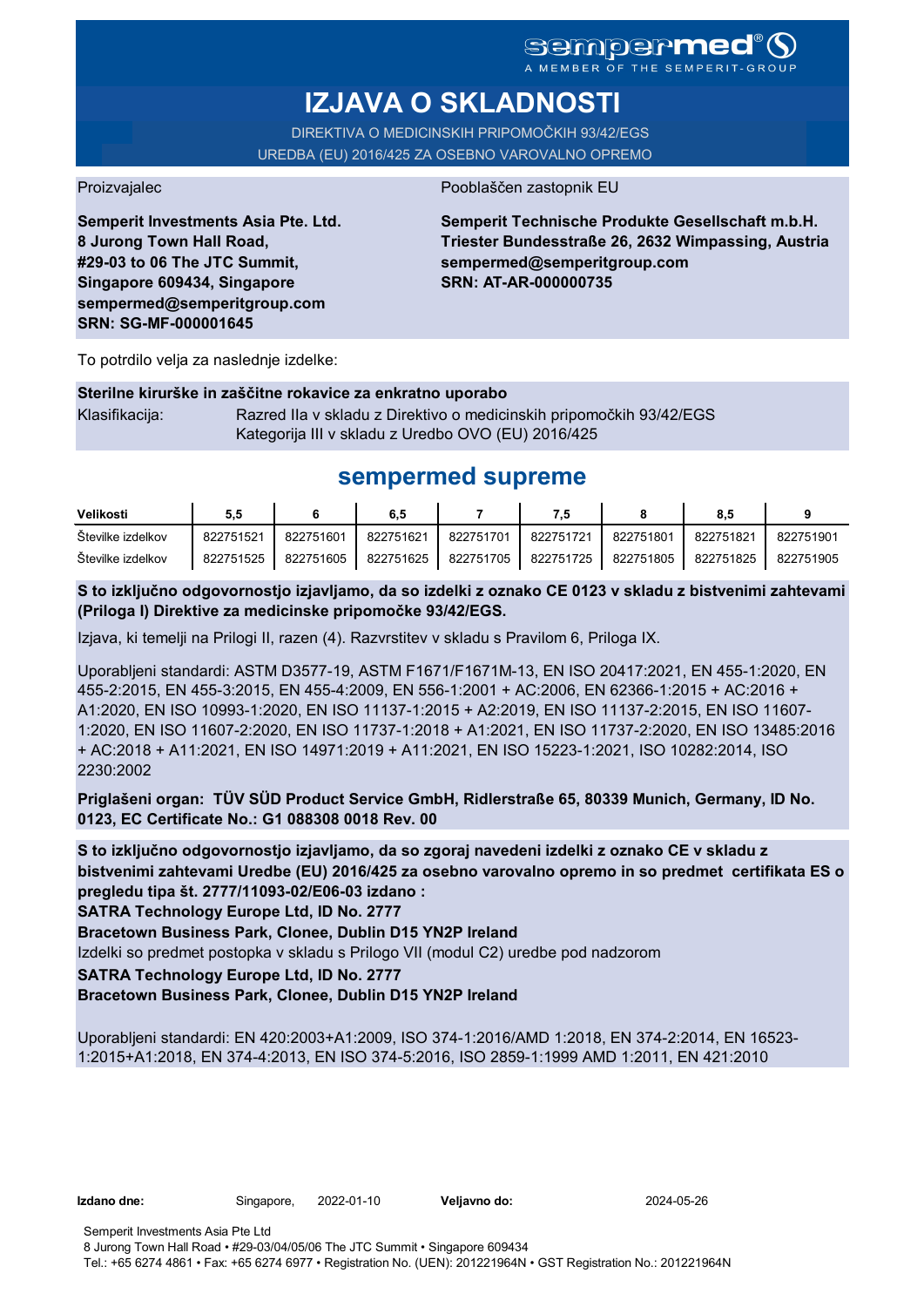sempermed®
A MEMBER OF THE SEMPERIT-GROUP

# IZJAVA O SKLADNOSTI

DIREKTIVA O MEDICINSKIH PRIPOMOČKIH 93/42/EGS
UREDBA (EU) 2016/425 ZA OSEBNO VAROVALNO OPREMO

Proizvajalec

**Semperit Investments Asia Pte. Ltd.**
**8 Jurong Town Hall Road,**
**#29-03 to 06 The JTC Summit,**
**Singapore 609434, Singapore**
**sempermed@semperitgroup.com**
**SRN: SG-MF-000001645**

Pooblaščen zastopnik EU

**Semperit Technische Produkte Gesellschaft m.b.H.**
**Triester Bundesstraße 26, 2632 Wimpassing, Austria**
**sempermed@semperitgroup.com**
**SRN: AT-AR-000000735**

To potrdilo velja za naslednje izdelke:

**Sterilne kirurške in zaščitne rokavice za enkratno uporabo**

Klasifikacija: Razred IIa v skladu z Direktivo o medicinskih pripomočkih 93/42/EGS
Kategorija III v skladu z Uredbo OVO (EU) 2016/425

## sempermed supreme

| Velikosti | 5,5 | 6 | 6,5 | 7 | 7,5 | 8 | 8,5 | 9 |
|---|---|---|---|---|---|---|---|---|
| Številke izdelkov | 822751521 | 822751601 | 822751621 | 822751701 | 822751721 | 822751801 | 822751821 | 822751901 |
| Številke izdelkov | 822751525 | 822751605 | 822751625 | 822751705 | 822751725 | 822751805 | 822751825 | 822751905 |

**S to izključno odgovornostjo izjavljamo, da so izdelki z oznako CE 0123 v skladu z bistvenimi zahtevami (Priloga I) Direktive za medicinske pripomočke 93/42/EGS.**

Izjava, ki temelji na Prilogi II, razen (4). Razvrstitev v skladu s Pravilom 6, Priloga IX.

Uporabljeni standardi: ASTM D3577-19, ASTM F1671/F1671M-13, EN ISO 20417:2021, EN 455-1:2020, EN 455-2:2015, EN 455-3:2015, EN 455-4:2009, EN 556-1:2001 + AC:2006, EN 62366-1:2015 + AC:2016 + A1:2020, EN ISO 10993-1:2020, EN ISO 11137-1:2015 + A2:2019, EN ISO 11137-2:2015, EN ISO 11607-1:2020, EN ISO 11607-2:2020, EN ISO 11737-1:2018 + A1:2021, EN ISO 11737-2:2020, EN ISO 13485:2016 + AC:2018 + A11:2021, EN ISO 14971:2019 + A11:2021, EN ISO 15223-1:2021, ISO 10282:2014, ISO 2230:2002

**Priglašeni organ: TÜV SÜD Product Service GmbH, Ridlerstraße 65, 80339 Munich, Germany, ID No. 0123, EC Certificate No.: G1 088308 0018 Rev. 00**

**S to izključno odgovornostjo izjavljamo, da so zgoraj navedeni izdelki z oznako CE v skladu z bistvenimi zahtevami Uredbe (EU) 2016/425 za osebno varovalno opremo in so predmet certifikata ES o pregledu tipa št. 2777/11093-02/E06-03 izdano :**
**SATRA Technology Europe Ltd, ID No. 2777**
**Bracetown Business Park, Clonee, Dublin D15 YN2P Ireland**
Izdelki so predmet postopka v skladu s Prilogo VII (modul C2) uredbe pod nadzorom
**SATRA Technology Europe Ltd, ID No. 2777**
**Bracetown Business Park, Clonee, Dublin D15 YN2P Ireland**

Uporabljeni standardi: EN 420:2003+A1:2009, ISO 374-1:2016/AMD 1:2018, EN 374-2:2014, EN 16523-1:2015+A1:2018, EN 374-4:2013, EN ISO 374-5:2016, ISO 2859-1:1999 AMD 1:2011, EN 421:2010

**Izdano dne:** Singapore, 2022-01-10 **Veljavno do:** 2024-05-26

Semperit Investments Asia Pte Ltd
8 Jurong Town Hall Road • #29-03/04/05/06 The JTC Summit • Singapore 609434
Tel.: +65 6274 4861 • Fax: +65 6274 6977 • Registration No. (UEN): 201221964N • GST Registration No.: 201221964N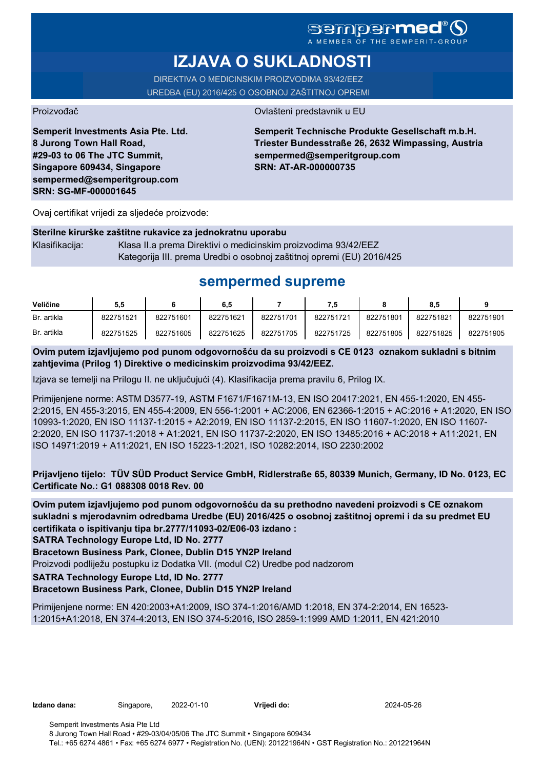sempermed®
A MEMBER OF THE SEMPERIT-GROUP

# IZJAVA O SUKLADNOSTI

DIREKTIVA O MEDICINSKIM PROIZVODIMA 93/42/EEZ
UREDBA (EU) 2016/425 O OSOBNOJ ZAŠTITNOJ OPREMI

Proizvođač

**Semperit Investments Asia Pte. Ltd.
8 Jurong Town Hall Road,
#29-03 to 06 The JTC Summit,
Singapore 609434, Singapore
sempermed@semperitgroup.com
SRN: SG-MF-000001645**

Ovlašteni predstavnik u EU

**Semperit Technische Produkte Gesellschaft m.b.H.
Triester Bundesstraße 26, 2632 Wimpassing, Austria
sempermed@semperitgroup.com
SRN: AT-AR-000000735**

Ovaj certifikat vrijedi za sljedeće proizvode:

**Sterilne kirurške zaštitne rukavice za jednokratnu uporabu**

Klasifikacija: Klasa II.a prema Direktivi o medicinskim proizvodima 93/42/EEZ
Kategorija III. prema Uredbi o osobnoj zaštitnoj opremi (EU) 2016/425

## sempermed supreme

| Veličine | 5,5 | 6 | 6,5 | 7 | 7,5 | 8 | 8,5 | 9 |
|---|---|---|---|---|---|---|---|---|
| Br. artikla | 822751521 | 822751601 | 822751621 | 822751701 | 822751721 | 822751801 | 822751821 | 822751901 |
| Br. artikla | 822751525 | 822751605 | 822751625 | 822751705 | 822751725 | 822751805 | 822751825 | 822751905 |

**Ovim putem izjavljujemo pod punom odgovornošću da su proizvodi s CE 0123 oznakom sukladni s bitnim zahtjevima (Prilog 1) Direktive o medicinskim proizvodima 93/42/EEZ.**

Izjava se temelji na Prilogu II. ne uključujući (4). Klasifikacija prema pravilu 6, Prilog IX.

Primijenjene norme: ASTM D3577-19, ASTM F1671/F1671M-13, EN ISO 20417:2021, EN 455-1:2020, EN 455-2:2015, EN 455-3:2015, EN 455-4:2009, EN 556-1:2001 + AC:2006, EN 62366-1:2015 + AC:2016 + A1:2020, EN ISO 10993-1:2020, EN ISO 11137-1:2015 + A2:2019, EN ISO 11137-2:2015, EN ISO 11607-1:2020, EN ISO 11607-2:2020, EN ISO 11737-1:2018 + A1:2021, EN ISO 11737-2:2020, EN ISO 13485:2016 + AC:2018 + A11:2021, EN ISO 14971:2019 + A11:2021, EN ISO 15223-1:2021, ISO 10282:2014, ISO 2230:2002

**Prijavljeno tijelo: TÜV SÜD Product Service GmbH, Ridlerstraße 65, 80339 Munich, Germany, ID No. 0123, EC Certificate No.: G1 088308 0018 Rev. 00**

**Ovim putem izjavljujemo pod punom odgovornošću da su prethodno navedeni proizvodi s CE oznakom sukladni s mjerodavnim odredbama Uredbe (EU) 2016/425 o osobnoj zaštitnoj opremi i da su predmet EU certifikata o ispitivanju tipa br.2777/11093-02/E06-03 izdano :**
**SATRA Technology Europe Ltd, ID No. 2777**
**Bracetown Business Park, Clonee, Dublin D15 YN2P Ireland**
Proizvodi podliježu postupku iz Dodatka VII. (modul C2) Uredbe pod nadzorom
**SATRA Technology Europe Ltd, ID No. 2777**
**Bracetown Business Park, Clonee, Dublin D15 YN2P Ireland**

Primijenjene norme: EN 420:2003+A1:2009, ISO 374-1:2016/AMD 1:2018, EN 374-2:2014, EN 16523-1:2015+A1:2018, EN 374-4:2013, EN ISO 374-5:2016, ISO 2859-1:1999 AMD 1:2011, EN 421:2010

**Izdano dana:** Singapore, 2022-01-10 **Vrijedi do:** 2024-05-26

Semperit Investments Asia Pte Ltd
8 Jurong Town Hall Road • #29-03/04/05/06 The JTC Summit • Singapore 609434
Tel.: +65 6274 4861 • Fax: +65 6274 6977 • Registration No. (UEN): 201221964N • GST Registration No.: 201221964N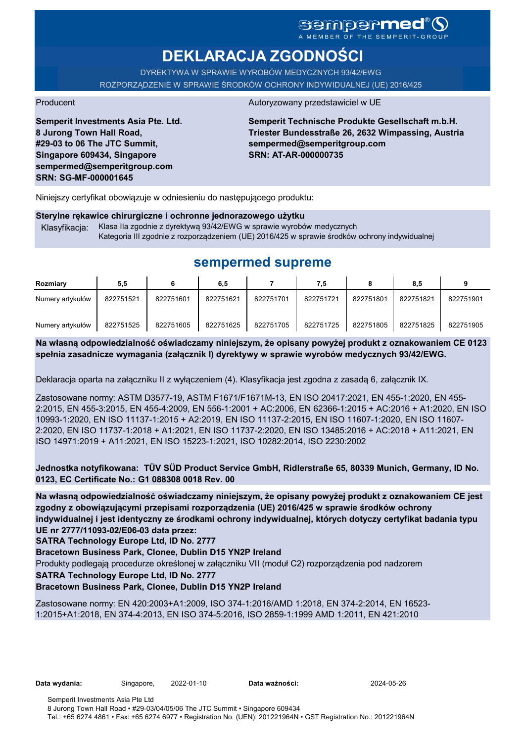sempermed®
A MEMBER OF THE SEMPERIT-GROUP

# DEKLARACJA ZGODNOŚCI

DYREKTYWA W SPRAWIE WYROBÓW MEDYCZNYCH 93/42/EWG
ROZPORZĄDZENIE W SPRAWIE ŚRODKÓW OCHRONY INDYWIDUALNEJ (UE) 2016/425

Producent

**Semperit Investments Asia Pte. Ltd.**
**8 Jurong Town Hall Road,**
**#29-03 to 06 The JTC Summit,**
**Singapore 609434, Singapore**
**sempermed@semperitgroup.com**
**SRN: SG-MF-000001645**

Autoryzowany przedstawiciel w UE

**Semperit Technische Produkte Gesellschaft m.b.H.**
**Triester Bundesstraße 26, 2632 Wimpassing, Austria**
**sempermed@semperitgroup.com**
**SRN: AT-AR-000000735**

Niniejszy certyfikat obowiązuje w odniesieniu do następującego produktu:

**Sterylne rękawice chirurgiczne i ochronne jednorazowego użytku**

Klasyfikacja: Klasa IIa zgodnie z dyrektywą 93/42/EWG w sprawie wyrobów medycznych
Kategoria III zgodnie z rozporządzeniem (UE) 2016/425 w sprawie środków ochrony indywidualnej

## sempermed supreme

| Rozmiary | 5,5 | 6 | 6,5 | 7 | 7,5 | 8 | 8,5 | 9 |
|---|---|---|---|---|---|---|---|---|
| Numery artykułów | 822751521 | 822751601 | 822751621 | 822751701 | 822751721 | 822751801 | 822751821 | 822751901 |
| Numery artykułów | 822751525 | 822751605 | 822751625 | 822751705 | 822751725 | 822751805 | 822751825 | 822751905 |

**Na własną odpowiedzialność oświadczamy niniejszym, że opisany powyżej produkt z oznakowaniem CE 0123 spełnia zasadnicze wymagania (załącznik I) dyrektywy w sprawie wyrobów medycznych 93/42/EWG.**

Deklaracja oparta na załączniku II z wyłączeniem (4). Klasyfikacja jest zgodna z zasadą 6, załącznik IX.

Zastosowane normy: ASTM D3577-19, ASTM F1671/F1671M-13, EN ISO 20417:2021, EN 455-1:2020, EN 455-2:2015, EN 455-3:2015, EN 455-4:2009, EN 556-1:2001 + AC:2006, EN 62366-1:2015 + AC:2016 + A1:2020, EN ISO 10993-1:2020, EN ISO 11137-1:2015 + A2:2019, EN ISO 11137-2:2015, EN ISO 11607-1:2020, EN ISO 11607-2:2020, EN ISO 11737-1:2018 + A1:2021, EN ISO 11737-2:2020, EN ISO 13485:2016 + AC:2018 + A11:2021, EN ISO 14971:2019 + A11:2021, EN ISO 15223-1:2021, ISO 10282:2014, ISO 2230:2002

**Jednostka notyfikowana: TÜV SÜD Product Service GmbH, Ridlerstraße 65, 80339 Munich, Germany, ID No. 0123, EC Certificate No.: G1 088308 0018 Rev. 00**

**Na własną odpowiedzialność oświadczamy niniejszym, że opisany powyżej produkt z oznakowaniem CE jest zgodny z obowiązującymi przepisami rozporządzenia (UE) 2016/425 w sprawie środków ochrony indywidualnej i jest identyczny ze środkami ochrony indywidualnej, których dotyczy certyfikat badania typu UE nr 2777/11093-02/E06-03 data przez:**
**SATRA Technology Europe Ltd, ID No. 2777**
**Bracetown Business Park, Clonee, Dublin D15 YN2P Ireland**
Produkty podlegają procedurze określonej w załączniku VII (moduł C2) rozporządzenia pod nadzorem
**SATRA Technology Europe Ltd, ID No. 2777**
**Bracetown Business Park, Clonee, Dublin D15 YN2P Ireland**

Zastosowane normy: EN 420:2003+A1:2009, ISO 374-1:2016/AMD 1:2018, EN 374-2:2014, EN 16523-1:2015+A1:2018, EN 374-4:2013, EN ISO 374-5:2016, ISO 2859-1:1999 AMD 1:2011, EN 421:2010

**Data wydania:** Singapore, 2022-01-10 **Data ważności:** 2024-05-26

Semperit Investments Asia Pte Ltd
8 Jurong Town Hall Road • #29-03/04/05/06 The JTC Summit • Singapore 609434
Tel.: +65 6274 4861 • Fax: +65 6274 6977 • Registration No. (UEN): 201221964N • GST Registration No.: 201221964N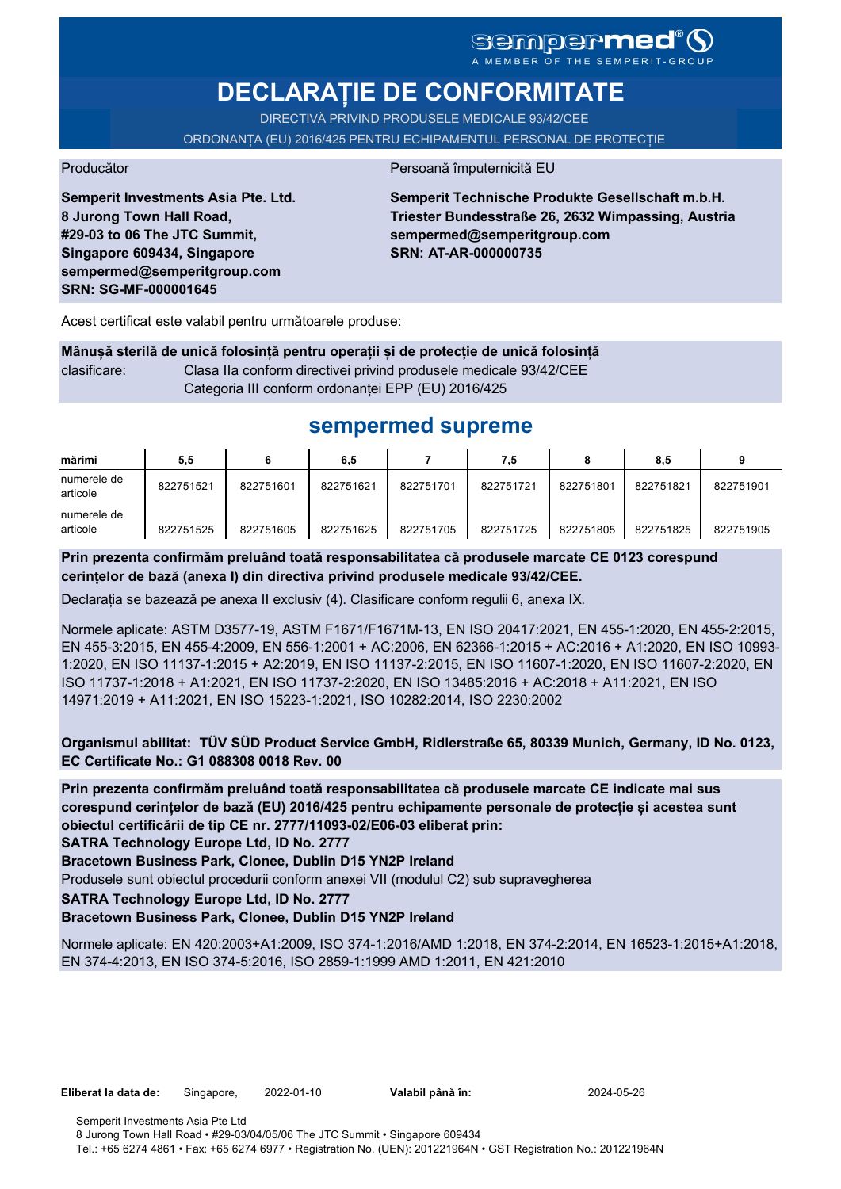sempermed®
A MEMBER OF THE SEMPERIT-GROUP

# DECLARAȚIE DE CONFORMITATE

DIRECTIVĂ PRIVIND PRODUSELE MEDICALE 93/42/CEE

ORDONANȚA (EU) 2016/425 PENTRU ECHIPAMENTUL PERSONAL DE PROTECȚIE

Producător

**Semperit Investments Asia Pte. Ltd.**
**8 Jurong Town Hall Road,**
**#29-03 to 06 The JTC Summit,**
**Singapore 609434, Singapore**
**sempermed@semperitgroup.com**
**SRN: SG-MF-000001645**

Persoană împuternicită EU

**Semperit Technische Produkte Gesellschaft m.b.H.**
**Triester Bundesstraße 26, 2632 Wimpassing, Austria**
**sempermed@semperitgroup.com**
**SRN: AT-AR-000000735**

Acest certificat este valabil pentru următoarele produse:

**Mânușă sterilă de unică folosință pentru operații și de protecție de unică folosință**

clasificare: Clasa IIa conform directivei privind produsele medicale 93/42/CEE
Categoria III conform ordonanței EPP (EU) 2016/425

## sempermed supreme

| mărimi | 5,5 | 6 | 6,5 | 7 | 7,5 | 8 | 8,5 | 9 |
|---|---|---|---|---|---|---|---|---|
| numerele de articole | 822751521 | 822751601 | 822751621 | 822751701 | 822751721 | 822751801 | 822751821 | 822751901 |
| numerele de articole | 822751525 | 822751605 | 822751625 | 822751705 | 822751725 | 822751805 | 822751825 | 822751905 |

**Prin prezenta confirmăm preluând toată responsabilitatea că produsele marcate CE 0123 corespund cerințelor de bază (anexa I) din directiva privind produsele medicale 93/42/CEE.**

Declarația se bazează pe anexa II exclusiv (4). Clasificare conform regulii 6, anexa IX.

Normele aplicate: ASTM D3577-19, ASTM F1671/F1671M-13, EN ISO 20417:2021, EN 455-1:2020, EN 455-2:2015, EN 455-3:2015, EN 455-4:2009, EN 556-1:2001 + AC:2006, EN 62366-1:2015 + AC:2016 + A1:2020, EN ISO 10993-1:2020, EN ISO 11137-1:2015 + A2:2019, EN ISO 11137-2:2015, EN ISO 11607-1:2020, EN ISO 11607-2:2020, EN ISO 11737-1:2018 + A1:2021, EN ISO 11737-2:2020, EN ISO 13485:2016 + AC:2018 + A11:2021, EN ISO 14971:2019 + A11:2021, EN ISO 15223-1:2021, ISO 10282:2014, ISO 2230:2002

**Organismul abilitat: TÜV SÜD Product Service GmbH, Ridlerstraße 65, 80339 Munich, Germany, ID No. 0123, EC Certificate No.: G1 088308 0018 Rev. 00**

**Prin prezenta confirmăm preluând toată responsabilitatea că produsele marcate CE indicate mai sus corespund cerințelor de bază (EU) 2016/425 pentru echipamente personale de protecție și acestea sunt obiectul certificării de tip CE nr. 2777/11093-02/E06-03 eliberat prin:**

**SATRA Technology Europe Ltd, ID No. 2777**

**Bracetown Business Park, Clonee, Dublin D15 YN2P Ireland**

Produsele sunt obiectul procedurii conform anexei VII (modulul C2) sub supravegherea

**SATRA Technology Europe Ltd, ID No. 2777**

**Bracetown Business Park, Clonee, Dublin D15 YN2P Ireland**

Normele aplicate: EN 420:2003+A1:2009, ISO 374-1:2016/AMD 1:2018, EN 374-2:2014, EN 16523-1:2015+A1:2018, EN 374-4:2013, EN ISO 374-5:2016, ISO 2859-1:1999 AMD 1:2011, EN 421:2010

**Eliberat la data de:** Singapore, 2022-01-10 **Valabil până în:** 2024-05-26

Semperit Investments Asia Pte Ltd
8 Jurong Town Hall Road • #29-03/04/05/06 The JTC Summit • Singapore 609434
Tel.: +65 6274 4861 • Fax: +65 6274 6977 • Registration No. (UEN): 201221964N • GST Registration No.: 201221964N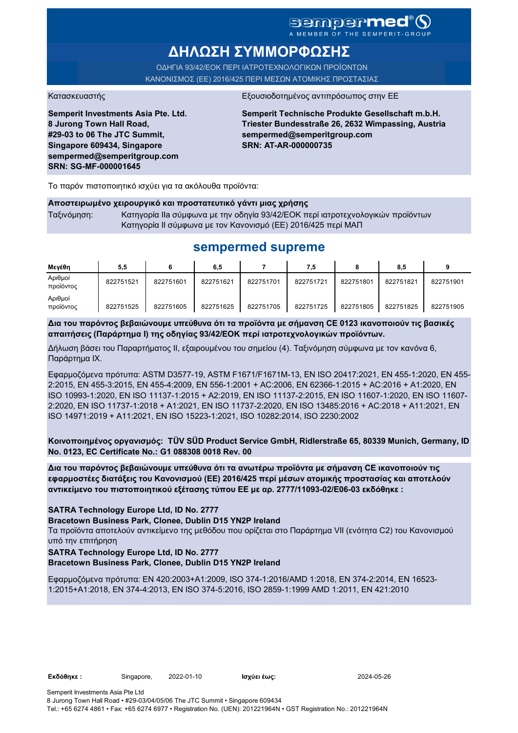sempermed®

A MEMBER OF THE SEMPERIT-GROUP

# ΔΗΛΩΣΗ ΣΥΜΜΟΡΦΩΣΗΣ

ΟΔΗΓΙΑ 93/42/ΕΟΚ ΠΕΡΙ ΙΑΤΡΟΤΕΧΝΟΛΟΓΙΚΩΝ ΠΡΟΪΟΝΤΩΝ
ΚΑΝΟΝΙΣΜΟΣ (ΕΕ) 2016/425 ΠΕΡΙ ΜΕΣΩΝ ΑΤΟΜΙΚΗΣ ΠΡΟΣΤΑΣΙΑΣ

Κατασκευαστής

**Semperit Investments Asia Pte. Ltd.**
**8 Jurong Town Hall Road,**
**#29-03 to 06 The JTC Summit,**
**Singapore 609434, Singapore**
**sempermed@semperitgroup.com**
**SRN: SG-MF-000001645**

Εξουσιοδοτημένος αντιπρόσωπος στην ΕΕ

**Semperit Technische Produkte Gesellschaft m.b.H.**
**Triester Bundesstraße 26, 2632 Wimpassing, Austria**
**sempermed@semperitgroup.com**
**SRN: AT-AR-000000735**

Το παρόν πιστοποιητικό ισχύει για τα ακόλουθα προϊόντα:

**Αποστειρωμένο χειρουργικό και προστατευτικό γάντι μιας χρήσης**

Ταξινόμηση: Κατηγορία IIa σύμφωνα με την οδηγία 93/42/ΕΟΚ περί ιατροτεχνολογικών προϊόντων
Κατηγορία II σύμφωνα με τον Κανονισμό (ΕΕ) 2016/425 περί ΜΑΠ

## sempermed supreme

| Μεγέθη | 5,5 | 6 | 6,5 | 7 | 7,5 | 8 | 8,5 | 9 |
|---|---|---|---|---|---|---|---|---|
| Αριθμοί προϊόντος | 822751521 | 822751601 | 822751621 | 822751701 | 822751721 | 822751801 | 822751821 | 822751901 |
| Αριθμοί προϊόντος | 822751525 | 822751605 | 822751625 | 822751705 | 822751725 | 822751805 | 822751825 | 822751905 |

**Δια του παρόντος βεβαιώνουμε υπεύθυνα ότι τα προϊόντα με σήμανση CE 0123 ικανοποιούν τις βασικές απαιτήσεις (Παράρτημα I) της οδηγίας 93/42/ΕΟΚ περί ιατροτεχνολογικών προϊόντων.**

Δήλωση βάσει του Παραρτήματος II, εξαιρουμένου του σημείου (4). Ταξινόμηση σύμφωνα με τον κανόνα 6, Παράρτημα IX.

Εφαρμοζόμενα πρότυπα: ASTM D3577-19, ASTM F1671/F1671M-13, EN ISO 20417:2021, EN 455-1:2020, EN 455-2:2015, EN 455-3:2015, EN 455-4:2009, EN 556-1:2001 + AC:2006, EN 62366-1:2015 + AC:2016 + A1:2020, EN ISO 10993-1:2020, EN ISO 11137-1:2015 + A2:2019, EN ISO 11137-2:2015, EN ISO 11607-1:2020, EN ISO 11607-2:2020, EN ISO 11737-1:2018 + A1:2021, EN ISO 11737-2:2020, EN ISO 13485:2016 + AC:2018 + A11:2021, EN ISO 14971:2019 + A11:2021, EN ISO 15223-1:2021, ISO 10282:2014, ISO 2230:2002

**Κοινοποιημένος οργανισμός: TÜV SÜD Product Service GmbH, Ridlerstraße 65, 80339 Munich, Germany, ID No. 0123, EC Certificate No.: G1 088308 0018 Rev. 00**

**Δια του παρόντος βεβαιώνουμε υπεύθυνα ότι τα ανωτέρω προϊόντα με σήμανση CE ικανοποιούν τις εφαρμοστέες διατάξεις του Κανονισμού (ΕΕ) 2016/425 περί μέσων ατομικής προστασίας και αποτελούν αντικείμενο του πιστοποιητικού εξέτασης τύπου ΕΕ με αρ. 2777/11093-02/E06-03 εκδόθηκε :**

**SATRA Technology Europe Ltd, ID No. 2777**
**Bracetown Business Park, Clonee, Dublin D15 YN2P Ireland**
Τα προϊόντα αποτελούν αντικείμενο της μεθόδου που ορίζεται στο Παράρτημα VII (ενότητα C2) του Κανονισμού υπό την επιτήρηση
**SATRA Technology Europe Ltd, ID No. 2777**
**Bracetown Business Park, Clonee, Dublin D15 YN2P Ireland**

Εφαρμοζόμενα πρότυπα: EN 420:2003+A1:2009, ISO 374-1:2016/AMD 1:2018, EN 374-2:2014, EN 16523-1:2015+A1:2018, EN 374-4:2013, EN ISO 374-5:2016, ISO 2859-1:1999 AMD 1:2011, EN 421:2010

**Εκδόθηκε :** Singapore, 2022-01-10 **Ισχύει έως:** 2024-05-26

Semperit Investments Asia Pte Ltd
8 Jurong Town Hall Road • #29-03/04/05/06 The JTC Summit • Singapore 609434
Tel.: +65 6274 4861 • Fax: +65 6274 6977 • Registration No. (UEN): 201221964N • GST Registration No.: 201221964N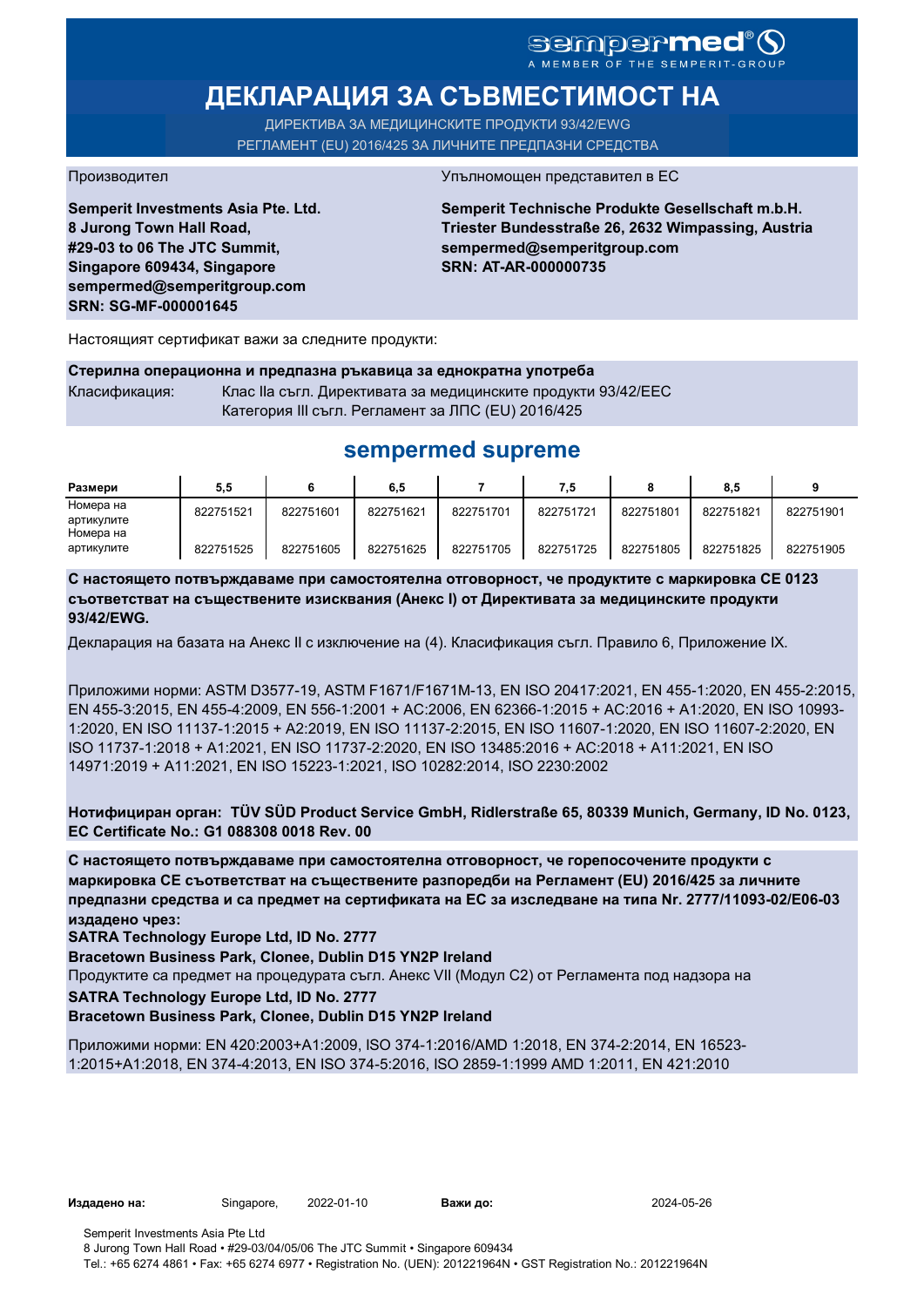sempermed®
A MEMBER OF THE SEMPERIT-GROUP

# ДЕКЛАРАЦИЯ ЗА СЪВМЕСТИМОСТ НА

ДИРЕКТИВА ЗА МЕДИЦИНСКИТЕ ПРОДУКТИ 93/42/EWG
РЕГЛАМЕНТ (EU) 2016/425 ЗА ЛИЧНИТЕ ПРЕДПАЗНИ СРЕДСТВА

Производител

**Semperit Investments Asia Pte. Ltd.**
**8 Jurong Town Hall Road,**
**#29-03 to 06 The JTC Summit,**
**Singapore 609434, Singapore**
**sempermed@semperitgroup.com**
**SRN: SG-MF-000001645**

Упълномощен представител в ЕС

**Semperit Technische Produkte Gesellschaft m.b.H.**
**Triester Bundesstraße 26, 2632 Wimpassing, Austria**
**sempermed@semperitgroup.com**
**SRN: AT-AR-000000735**

Настоящият сертификат важи за следните продукти:

**Стерилна операционна и предпазна ръкавица за еднократна употреба**

Класификация: Клас IIa съгл. Директивата за медицинските продукти 93/42/EEC
Категория III съгл. Регламент за ЛПС (EU) 2016/425

## sempermed supreme

| Размери | 5,5 | 6 | 6,5 | 7 | 7,5 | 8 | 8,5 | 9 |
|---|---|---|---|---|---|---|---|---|
| Номера на артикулите | 822751521 | 822751601 | 822751621 | 822751701 | 822751721 | 822751801 | 822751821 | 822751901 |
| Номера на артикулите | 822751525 | 822751605 | 822751625 | 822751705 | 822751725 | 822751805 | 822751825 | 822751905 |

**С настоящето потвърждаваме при самостоятелна отговорност, че продуктите с маркировка CE 0123 съответстват на съществените изисквания (Анекс I) от Директивата за медицинските продукти 93/42/EWG.**

Декларация на базата на Анекс II с изключение на (4). Класификация съгл. Правило 6, Приложение IX.

Приложими норми: ASTM D3577-19, ASTM F1671/F1671M-13, EN ISO 20417:2021, EN 455-1:2020, EN 455-2:2015, EN 455-3:2015, EN 455-4:2009, EN 556-1:2001 + AC:2006, EN 62366-1:2015 + AC:2016 + A1:2020, EN ISO 10993-1:2020, EN ISO 11137-1:2015 + A2:2019, EN ISO 11137-2:2015, EN ISO 11607-1:2020, EN ISO 11607-2:2020, EN ISO 11737-1:2018 + A1:2021, EN ISO 11737-2:2020, EN ISO 13485:2016 + AC:2018 + A11:2021, EN ISO 14971:2019 + A11:2021, EN ISO 15223-1:2021, ISO 10282:2014, ISO 2230:2002

**Нотифициран орган: TÜV SÜD Product Service GmbH, Ridlerstraße 65, 80339 Munich, Germany, ID No. 0123, EC Certificate No.: G1 088308 0018 Rev. 00**

**С настоящето потвърждаваме при самостоятелна отговорност, че горепосочените продукти с маркировка CE съответстват на съществените разпоредби на Регламент (EU) 2016/425 за личните предпазни средства и са предмет на сертификата на ЕС за изследване на типа Nr. 2777/11093-02/E06-03 издадено чрез:**
**SATRA Technology Europe Ltd, ID No. 2777**
**Bracetown Business Park, Clonee, Dublin D15 YN2P Ireland**
Продуктите са предмет на процедурата съгл. Анекс VII (Модул C2) от Регламента под надзора на
**SATRA Technology Europe Ltd, ID No. 2777**
**Bracetown Business Park, Clonee, Dublin D15 YN2P Ireland**

Приложими норми: EN 420:2003+A1:2009, ISO 374-1:2016/AMD 1:2018, EN 374-2:2014, EN 16523-1:2015+A1:2018, EN 374-4:2013, EN ISO 374-5:2016, ISO 2859-1:1999 AMD 1:2011, EN 421:2010

**Издадено на:** Singapore, 2022-01-10 **Важи до:** 2024-05-26

Semperit Investments Asia Pte Ltd
8 Jurong Town Hall Road • #29-03/04/05/06 The JTC Summit • Singapore 609434
Tel.: +65 6274 4861 • Fax: +65 6274 6977 • Registration No. (UEN): 201221964N • GST Registration No.: 201221964N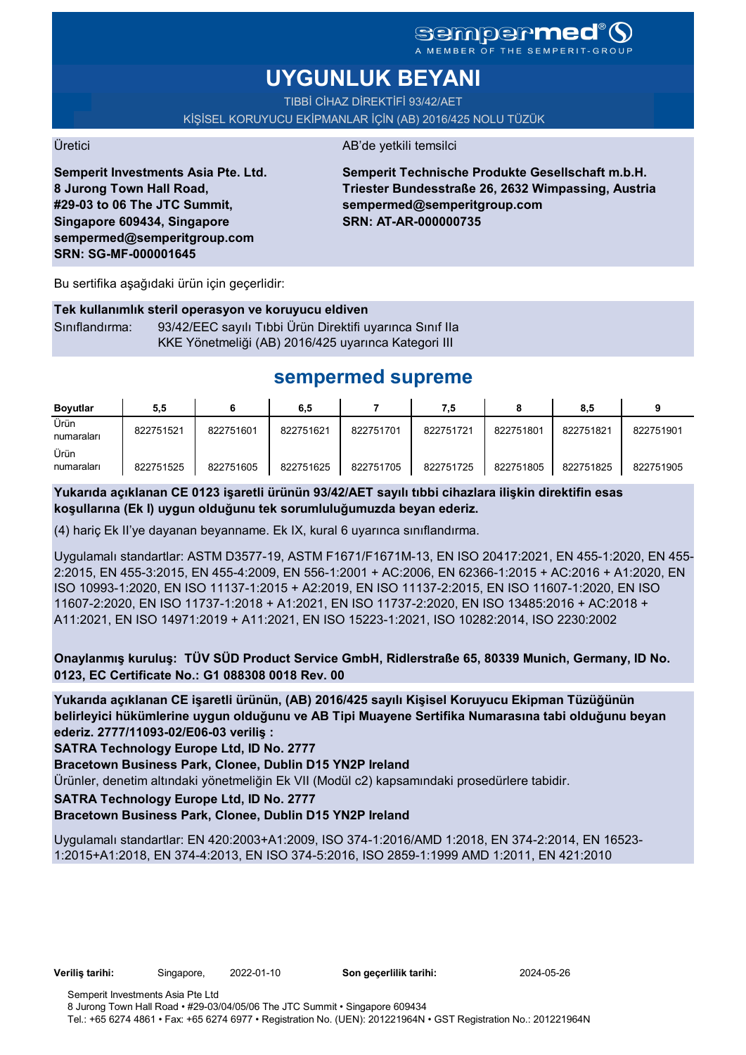sempermed®
A MEMBER OF THE SEMPERIT-GROUP

# UYGUNLUK BEYANI

TIBBİ CİHAZ DİREKTİFİ 93/42/AET

KİŞİSEL KORUYUCU EKİPMANLAR İÇİN (AB) 2016/425 NOLU TÜZÜK

| Üretici | AB'de yetkili temsilci |
|---|---|
| **Semperit Investments Asia Pte. Ltd.**<br>**8 Jurong Town Hall Road,**<br>**#29-03 to 06 The JTC Summit,**<br>**Singapore 609434, Singapore**<br>**sempermed@semperitgroup.com**<br>**SRN: SG-MF-000001645** | **Semperit Technische Produkte Gesellschaft m.b.H.**<br>**Triester Bundesstraße 26, 2632 Wimpassing, Austria**<br>**sempermed@semperitgroup.com**<br>**SRN: AT-AR-000000735** |

Bu sertifika aşağıdaki ürün için geçerlidir:

**Tek kullanımlık steril operasyon ve koruyucu eldiven**

Sınıflandırma: 93/42/EEC sayılı Tıbbi Ürün Direktifi uyarınca Sınıf IIa
KKE Yönetmeliği (AB) 2016/425 uyarınca Kategori III

## sempermed supreme

| **Boyutlar** | **5,5** | **6** | **6,5** | **7** | **7,5** | **8** | **8,5** | **9** |
|---|---|---|---|---|---|---|---|---|
| Ürün numaraları | 822751521 | 822751601 | 822751621 | 822751701 | 822751721 | 822751801 | 822751821 | 822751901 |
| Ürün numaraları | 822751525 | 822751605 | 822751625 | 822751705 | 822751725 | 822751805 | 822751825 | 822751905 |

**Yukarıda açıklanan CE 0123 işaretli ürünün 93/42/AET sayılı tıbbi cihazlara ilişkin direktifin esas koşullarına (Ek I) uygun olduğunu tek sorumluluğumuzda beyan ederiz.**

(4) hariç Ek II'ye dayanan beyanname. Ek IX, kural 6 uyarınca sınıflandırma.

Uygulamalı standartlar: ASTM D3577-19, ASTM F1671/F1671M-13, EN ISO 20417:2021, EN 455-1:2020, EN 455-2:2015, EN 455-3:2015, EN 455-4:2009, EN 556-1:2001 + AC:2006, EN 62366-1:2015 + AC:2016 + A1:2020, EN ISO 10993-1:2020, EN ISO 11137-1:2015 + A2:2019, EN ISO 11137-2:2015, EN ISO 11607-1:2020, EN ISO 11607-2:2020, EN ISO 11737-1:2018 + A1:2021, EN ISO 11737-2:2020, EN ISO 13485:2016 + AC:2018 + A11:2021, EN ISO 14971:2019 + A11:2021, EN ISO 15223-1:2021, ISO 10282:2014, ISO 2230:2002

**Onaylanmış kuruluş: TÜV SÜD Product Service GmbH, Ridlerstraße 65, 80339 Munich, Germany, ID No. 0123, EC Certificate No.: G1 088308 0018 Rev. 00**

**Yukarıda açıklanan CE işaretli ürünün, (AB) 2016/425 sayılı Kişisel Koruyucu Ekipman Tüzüğünün belirleyici hükümlerine uygun olduğunu ve AB Tipi Muayene Sertifika Numarasına tabi olduğunu beyan ederiz. 2777/11093-02/E06-03 veriliş :**

**SATRA Technology Europe Ltd, ID No. 2777**

**Bracetown Business Park, Clonee, Dublin D15 YN2P Ireland**

Ürünler, denetim altındaki yönetmeliğin Ek VII (Modül c2) kapsamındaki prosedürlere tabidir.

**SATRA Technology Europe Ltd, ID No. 2777**

**Bracetown Business Park, Clonee, Dublin D15 YN2P Ireland**

Uygulamalı standartlar: EN 420:2003+A1:2009, ISO 374-1:2016/AMD 1:2018, EN 374-2:2014, EN 16523-1:2015+A1:2018, EN 374-4:2013, EN ISO 374-5:2016, ISO 2859-1:1999 AMD 1:2011, EN 421:2010

**Veriliş tarihi:** Singapore, 2022-01-10 **Son geçerlilik tarihi:** 2024-05-26

Semperit Investments Asia Pte Ltd
8 Jurong Town Hall Road • #29-03/04/05/06 The JTC Summit • Singapore 609434
Tel.: +65 6274 4861 • Fax: +65 6274 6977 • Registration No. (UEN): 201221964N • GST Registration No.: 201221964N